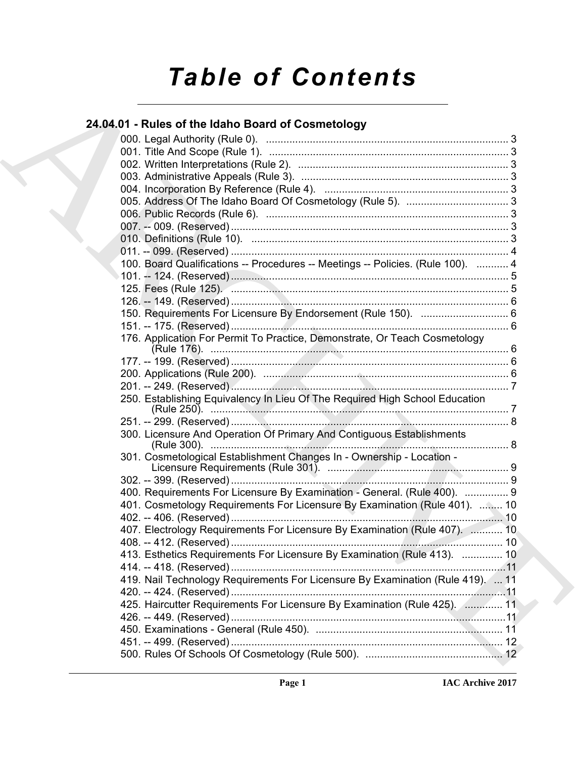# Table of Contents

## 24.04.01 - Rules of the Idaho Board of Cosmetology

000. Legal Authority (Rule 0). .................................................................................... 3
001. Title And Scope (Rule 1). .................................................................................... 3
002. Written Interpretations (Rule 2). ......................................................................... 3
003. Administrative Appeals (Rule 3). ........................................................................ 3
004. Incorporation By Reference (Rule 4). ................................................................. 3
005. Address Of The Idaho Board Of Cosmetology (Rule 5). .................................... 3
006. Public Records (Rule 6). .................................................................................... 3
007. -- 009. (Reserved) ................................................................................................ 3
010. Definitions (Rule 10). ......................................................................................... 3
011. -- 099. (Reserved) ................................................................................................ 4
100. Board Qualifications -- Procedures -- Meetings -- Policies. (Rule 100). ........... 4
101. -- 124. (Reserved) ................................................................................................ 5
125. Fees (Rule 125). ................................................................................................ 5
126. -- 149. (Reserved) ................................................................................................ 6
150. Requirements For Licensure By Endorsement (Rule 150). ............................... 6
151. -- 175. (Reserved) ................................................................................................ 6
176. Application For Permit To Practice, Demonstrate, Or Teach Cosmetology (Rule 176). ........................................................................................................ 6
177. -- 199. (Reserved) ................................................................................................ 6
200. Applications (Rule 200). ..................................................................................... 6
201. -- 249. (Reserved) ................................................................................................ 7
250. Establishing Equivalency In Lieu Of The Required High School Education (Rule 250). ........................................................................................................ 7
251. -- 299. (Reserved) ................................................................................................ 8
300. Licensure And Operation Of Primary And Contiguous Establishments (Rule 300). ........................................................................................................ 8
301. Cosmetological Establishment Changes In - Ownership - Location - Licensure Requirements (Rule 301). ............................................................... 9
302. -- 399. (Reserved) ................................................................................................ 9
400. Requirements For Licensure By Examination - General. (Rule 400). ............... 9
401. Cosmetology Requirements For Licensure By Examination (Rule 401). ......... 10
402. -- 406. (Reserved) .............................................................................................. 10
407. Electrology Requirements For Licensure By Examination (Rule 407). ........... 10
408. -- 412. (Reserved) .............................................................................................. 10
413. Esthetics Requirements For Licensure By Examination (Rule 413). .............. 10
414. -- 418. (Reserved) .............................................................................................. 11
419. Nail Technology Requirements For Licensure By Examination (Rule 419). ... 11
420. -- 424. (Reserved) .............................................................................................. 11
425. Haircutter Requirements For Licensure By Examination (Rule 425). ............. 11
426. -- 449. (Reserved) .............................................................................................. 11
450. Examinations - General (Rule 450). ................................................................ 11
451. -- 499. (Reserved) .............................................................................................. 12
500. Rules Of Schools Of Cosmetology (Rule 500). ............................................... 12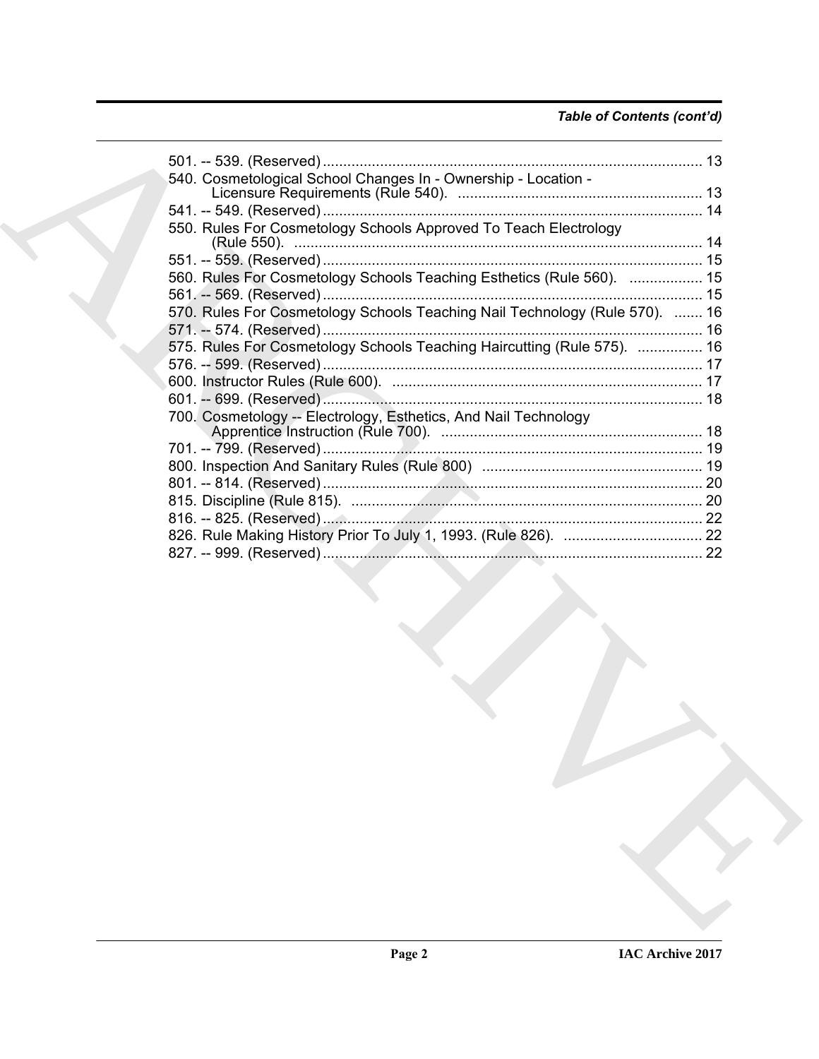*Table of Contents (cont'd)*

501. -- 539. (Reserved) ............................................................................................. 13
540. Cosmetological School Changes In - Ownership - Location - Licensure Requirements (Rule 540). ............................................................ 13
541. -- 549. (Reserved) ............................................................................................. 14
550. Rules For Cosmetology Schools Approved To Teach Electrology (Rule 550). .................................................................................................... 14
551. -- 559. (Reserved) ............................................................................................. 15
560. Rules For Cosmetology Schools Teaching Esthetics (Rule 560). .................. 15
561. -- 569. (Reserved) ............................................................................................. 15
570. Rules For Cosmetology Schools Teaching Nail Technology (Rule 570). ....... 16
571. -- 574. (Reserved) ............................................................................................. 16
575. Rules For Cosmetology Schools Teaching Haircutting (Rule 575). ................ 16
576. -- 599. (Reserved) ............................................................................................. 17
600. Instructor Rules (Rule 600). ............................................................................ 17
601. -- 699. (Reserved) ............................................................................................. 18
700. Cosmetology -- Electrology, Esthetics, And Nail Technology Apprentice Instruction (Rule 700). ................................................................ 18
701. -- 799. (Reserved) ............................................................................................. 19
800. Inspection And Sanitary Rules (Rule 800) ...................................................... 19
801. -- 814. (Reserved) ............................................................................................. 20
815. Discipline (Rule 815). ...................................................................................... 20
816. -- 825. (Reserved) ............................................................................................. 22
826. Rule Making History Prior To July 1, 1993. (Rule 826). .................................. 22
827. -- 999. (Reserved) ............................................................................................. 22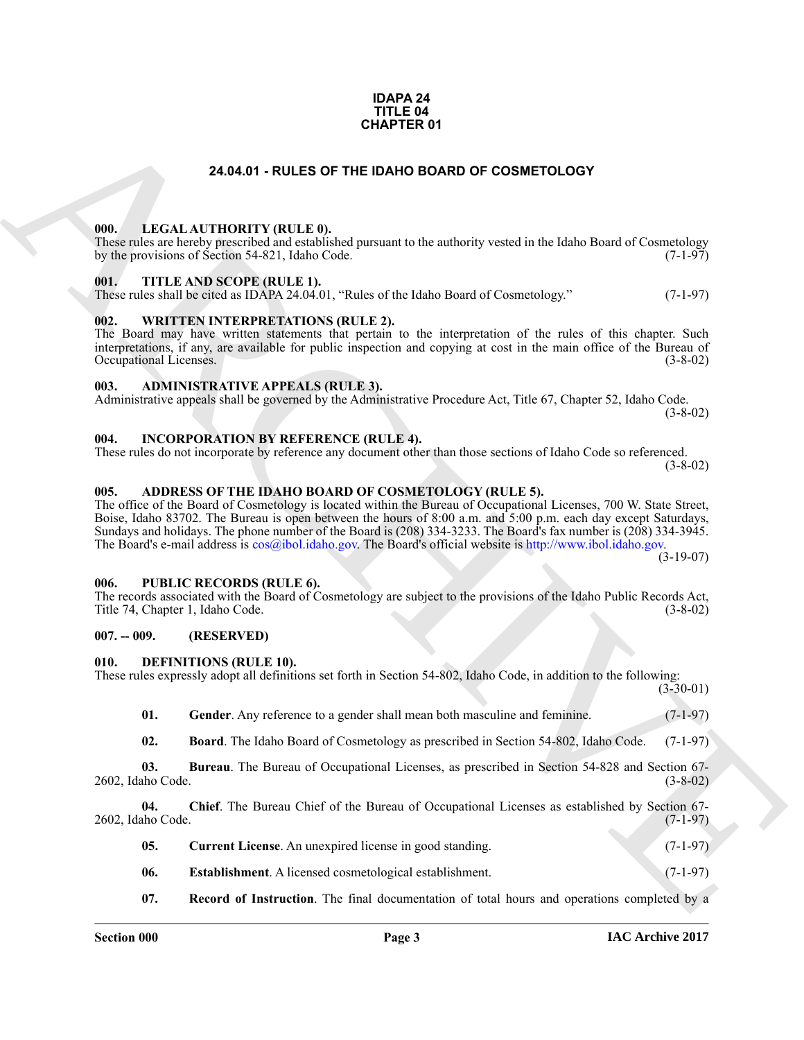# IDAPA 24
# TITLE 04
# CHAPTER 01

## 24.04.01 - RULES OF THE IDAHO BOARD OF COSMETOLOGY

### 000. LEGAL AUTHORITY (RULE 0).

These rules are hereby prescribed and established pursuant to the authority vested in the Idaho Board of Cosmetology by the provisions of Section 54-821, Idaho Code. (7-1-97)

### 001. TITLE AND SCOPE (RULE 1).

These rules shall be cited as IDAPA 24.04.01, "Rules of the Idaho Board of Cosmetology." (7-1-97)

### 002. WRITTEN INTERPRETATIONS (RULE 2).

The Board may have written statements that pertain to the interpretation of the rules of this chapter. Such interpretations, if any, are available for public inspection and copying at cost in the main office of the Bureau of Occupational Licenses. (3-8-02)

### 003. ADMINISTRATIVE APPEALS (RULE 3).

Administrative appeals shall be governed by the Administrative Procedure Act, Title 67, Chapter 52, Idaho Code. (3-8-02)

### 004. INCORPORATION BY REFERENCE (RULE 4).

These rules do not incorporate by reference any document other than those sections of Idaho Code so referenced. (3-8-02)

### 005. ADDRESS OF THE IDAHO BOARD OF COSMETOLOGY (RULE 5).

The office of the Board of Cosmetology is located within the Bureau of Occupational Licenses, 700 W. State Street, Boise, Idaho 83702. The Bureau is open between the hours of 8:00 a.m. and 5:00 p.m. each day except Saturdays, Sundays and holidays. The phone number of the Board is (208) 334-3233. The Board's fax number is (208) 334-3945. The Board's e-mail address is cos@ibol.idaho.gov. The Board's official website is http://www.ibol.idaho.gov. (3-19-07)

### 006. PUBLIC RECORDS (RULE 6).

The records associated with the Board of Cosmetology are subject to the provisions of the Idaho Public Records Act, Title 74, Chapter 1, Idaho Code. (3-8-02)

### 007. -- 009. (RESERVED)

### 010. DEFINITIONS (RULE 10).

These rules expressly adopt all definitions set forth in Section 54-802, Idaho Code, in addition to the following: (3-30-01)

**01. Gender**. Any reference to a gender shall mean both masculine and feminine. (7-1-97)

**02. Board**. The Idaho Board of Cosmetology as prescribed in Section 54-802, Idaho Code. (7-1-97)

**03. Bureau**. The Bureau of Occupational Licenses, as prescribed in Section 54-828 and Section 67-2602, Idaho Code. (3-8-02)

**04. Chief**. The Bureau Chief of the Bureau of Occupational Licenses as established by Section 67-2602, Idaho Code. (7-1-97)

**05. Current License**. An unexpired license in good standing. (7-1-97)

**06. Establishment**. A licensed cosmetological establishment. (7-1-97)

**07. Record of Instruction**. The final documentation of total hours and operations completed by a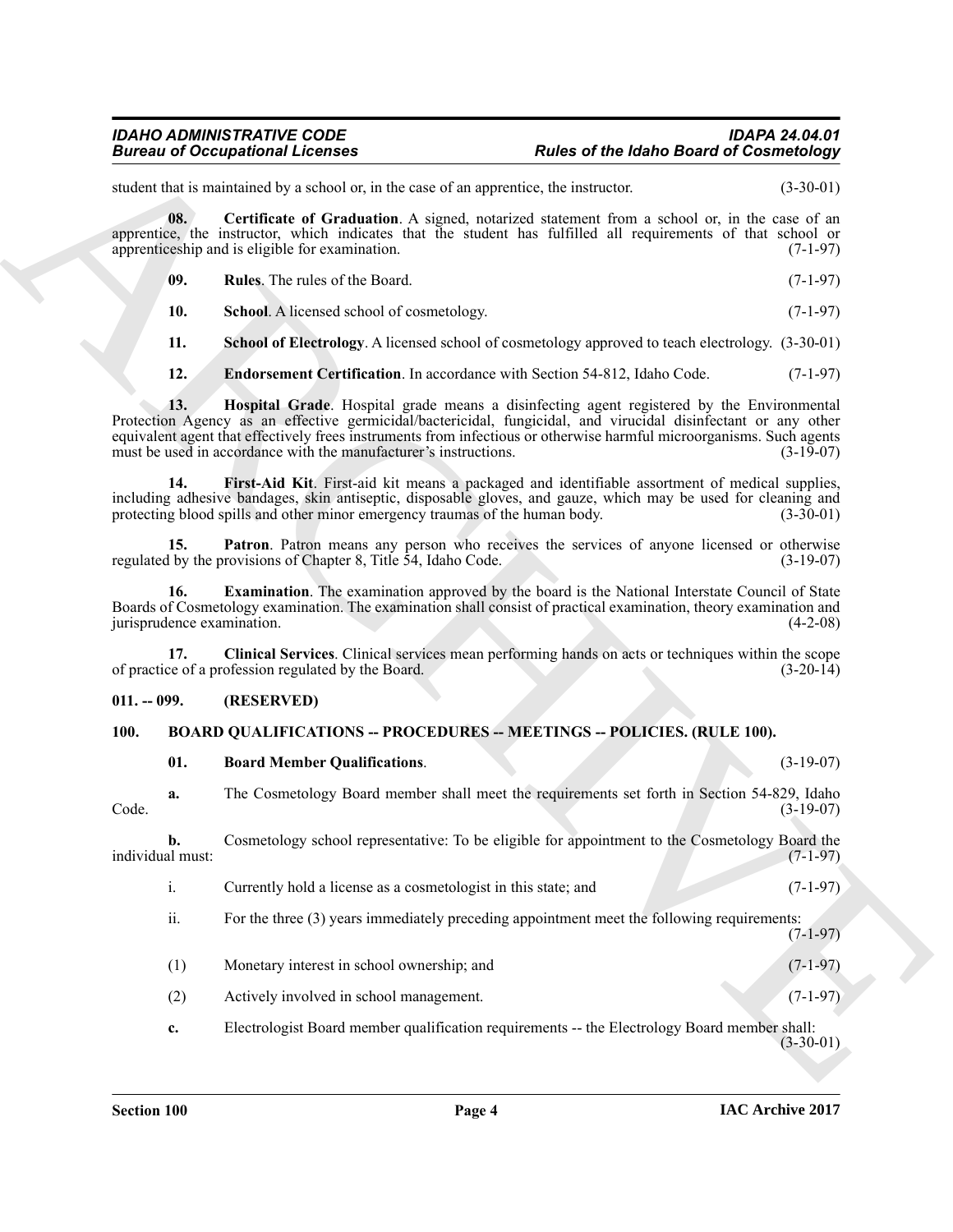student that is maintained by a school or, in the case of an apprentice, the instructor. (3-30-01)

**08. Certificate of Graduation**. A signed, notarized statement from a school or, in the case of an apprentice, the instructor, which indicates that the student has fulfilled all requirements of that school or apprenticeship and is eligible for examination. (7-1-97)

**09. Rules**. The rules of the Board. (7-1-97)

**10. School**. A licensed school of cosmetology. (7-1-97)

**11. School of Electrology**. A licensed school of cosmetology approved to teach electrology. (3-30-01)

**12. Endorsement Certification**. In accordance with Section 54-812, Idaho Code. (7-1-97)

**13. Hospital Grade**. Hospital grade means a disinfecting agent registered by the Environmental Protection Agency as an effective germicidal/bactericidal, fungicidal, and virucidal disinfectant or any other equivalent agent that effectively frees instruments from infectious or otherwise harmful microorganisms. Such agents must be used in accordance with the manufacturer's instructions. (3-19-07)

**14. First-Aid Kit**. First-aid kit means a packaged and identifiable assortment of medical supplies, including adhesive bandages, skin antiseptic, disposable gloves, and gauze, which may be used for cleaning and protecting blood spills and other minor emergency traumas of the human body. (3-30-01)

**15. Patron**. Patron means any person who receives the services of anyone licensed or otherwise regulated by the provisions of Chapter 8, Title 54, Idaho Code. (3-19-07)

**16. Examination**. The examination approved by the board is the National Interstate Council of State Boards of Cosmetology examination. The examination shall consist of practical examination, theory examination and jurisprudence examination. (4-2-08)

**17. Clinical Services**. Clinical services mean performing hands on acts or techniques within the scope of practice of a profession regulated by the Board. (3-20-14)

## 011. -- 099. (RESERVED)

## 100. BOARD QUALIFICATIONS -- PROCEDURES -- MEETINGS -- POLICIES. (RULE 100).

**01. Board Member Qualifications**. (3-19-07)

**a.** The Cosmetology Board member shall meet the requirements set forth in Section 54-829, Idaho Code. (3-19-07)

**b.** Cosmetology school representative: To be eligible for appointment to the Cosmetology Board the individual must: (7-1-97)

i. Currently hold a license as a cosmetologist in this state; and (7-1-97)

ii. For the three (3) years immediately preceding appointment meet the following requirements: (7-1-97)

(1) Monetary interest in school ownership; and (7-1-97)

(2) Actively involved in school management. (7-1-97)

**c.** Electrologist Board member qualification requirements -- the Electrology Board member shall: (3-30-01)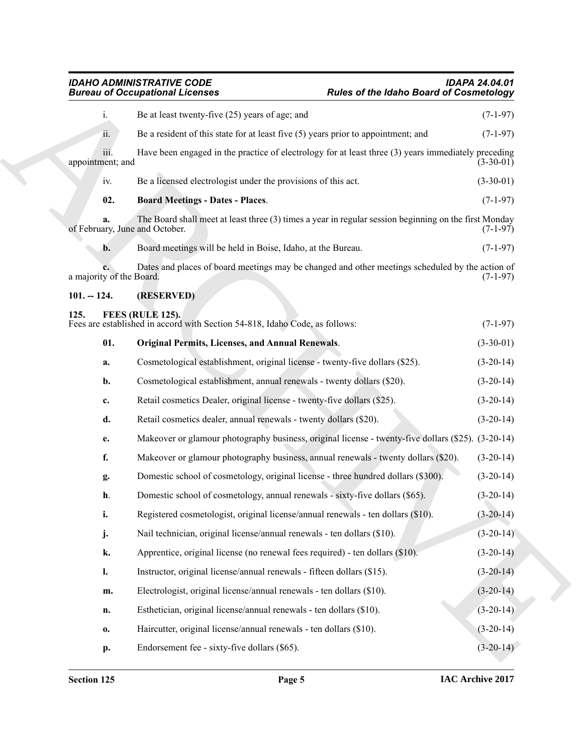i. Be at least twenty-five (25) years of age; and (7-1-97)

ii. Be a resident of this state for at least five (5) years prior to appointment; and (7-1-97)

iii. Have been engaged in the practice of electrology for at least three (3) years immediately preceding appointment; and (3-30-01)

iv. Be a licensed electrologist under the provisions of this act. (3-30-01)

**02. Board Meetings - Dates - Places**. (7-1-97)

**a.** The Board shall meet at least three (3) times a year in regular session beginning on the first Monday of February, June and October. (7-1-97)

**b.** Board meetings will be held in Boise, Idaho, at the Bureau. (7-1-97)

**c.** Dates and places of board meetings may be changed and other meetings scheduled by the action of a majority of the Board. (7-1-97)

## 101. -- 124. (RESERVED)

## 125. FEES (RULE 125).

Fees are established in accord with Section 54-818, Idaho Code, as follows: (7-1-97)

**01. Original Permits, Licenses, and Annual Renewals**. (3-30-01)

**a.** Cosmetological establishment, original license - twenty-five dollars ($25). (3-20-14)

**b.** Cosmetological establishment, annual renewals - twenty dollars ($20). (3-20-14)

**c.** Retail cosmetics Dealer, original license - twenty-five dollars ($25). (3-20-14)

**d.** Retail cosmetics dealer, annual renewals - twenty dollars ($20). (3-20-14)

**e.** Makeover or glamour photography business, original license - twenty-five dollars ($25). (3-20-14)

**f.** Makeover or glamour photography business, annual renewals - twenty dollars ($20). (3-20-14)

**g.** Domestic school of cosmetology, original license - three hundred dollars ($300). (3-20-14)

**h.** Domestic school of cosmetology, annual renewals - sixty-five dollars ($65). (3-20-14)

**i.** Registered cosmetologist, original license/annual renewals - ten dollars ($10). (3-20-14)

**j.** Nail technician, original license/annual renewals - ten dollars ($10). (3-20-14)

**k.** Apprentice, original license (no renewal fees required) - ten dollars ($10). (3-20-14)

**l.** Instructor, original license/annual renewals - fifteen dollars ($15). (3-20-14)

**m.** Electrologist, original license/annual renewals - ten dollars ($10). (3-20-14)

**n.** Esthetician, original license/annual renewals - ten dollars ($10). (3-20-14)

**o.** Haircutter, original license/annual renewals - ten dollars ($10). (3-20-14)

**p.** Endorsement fee - sixty-five dollars ($65). (3-20-14)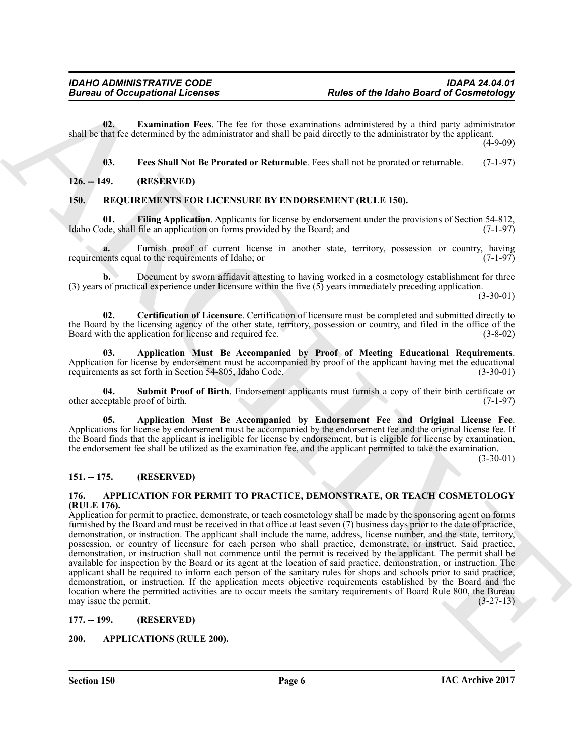**02. Examination Fees**. The fee for those examinations administered by a third party administrator shall be that fee determined by the administrator and shall be paid directly to the administrator by the applicant. (4-9-09)

**03. Fees Shall Not Be Prorated or Returnable**. Fees shall not be prorated or returnable. (7-1-97)

## 126. -- 149. (RESERVED)

## 150. REQUIREMENTS FOR LICENSURE BY ENDORSEMENT (RULE 150).

**01. Filing Application**. Applicants for license by endorsement under the provisions of Section 54-812, Idaho Code, shall file an application on forms provided by the Board; and (7-1-97)

**a.** Furnish proof of current license in another state, territory, possession or country, having requirements equal to the requirements of Idaho; or (7-1-97)

**b.** Document by sworn affidavit attesting to having worked in a cosmetology establishment for three (3) years of practical experience under licensure within the five (5) years immediately preceding application. (3-30-01)

**02. Certification of Licensure**. Certification of licensure must be completed and submitted directly to the Board by the licensing agency of the other state, territory, possession or country, and filed in the office of the Board with the application for license and required fee. (3-8-02)

**03. Application Must Be Accompanied by Proof of Meeting Educational Requirements**. Application for license by endorsement must be accompanied by proof of the applicant having met the educational requirements as set forth in Section 54-805, Idaho Code. (3-30-01)

**04. Submit Proof of Birth**. Endorsement applicants must furnish a copy of their birth certificate or other acceptable proof of birth. (7-1-97)

**05. Application Must Be Accompanied by Endorsement Fee and Original License Fee**. Applications for license by endorsement must be accompanied by the endorsement fee and the original license fee. If the Board finds that the applicant is ineligible for license by endorsement, but is eligible for license by examination, the endorsement fee shall be utilized as the examination fee, and the applicant permitted to take the examination. (3-30-01)

## 151. -- 175. (RESERVED)

## 176. APPLICATION FOR PERMIT TO PRACTICE, DEMONSTRATE, OR TEACH COSMETOLOGY (RULE 176).

Application for permit to practice, demonstrate, or teach cosmetology shall be made by the sponsoring agent on forms furnished by the Board and must be received in that office at least seven (7) business days prior to the date of practice, demonstration, or instruction. The applicant shall include the name, address, license number, and the state, territory, possession, or country of licensure for each person who shall practice, demonstrate, or instruct. Said practice, demonstration, or instruction shall not commence until the permit is received by the applicant. The permit shall be available for inspection by the Board or its agent at the location of said practice, demonstration, or instruction. The applicant shall be required to inform each person of the sanitary rules for shops and schools prior to said practice, demonstration, or instruction. If the application meets objective requirements established by the Board and the location where the permitted activities are to occur meets the sanitary requirements of Board Rule 800, the Bureau may issue the permit. (3-27-13)

## 177. -- 199. (RESERVED)

## 200. APPLICATIONS (RULE 200).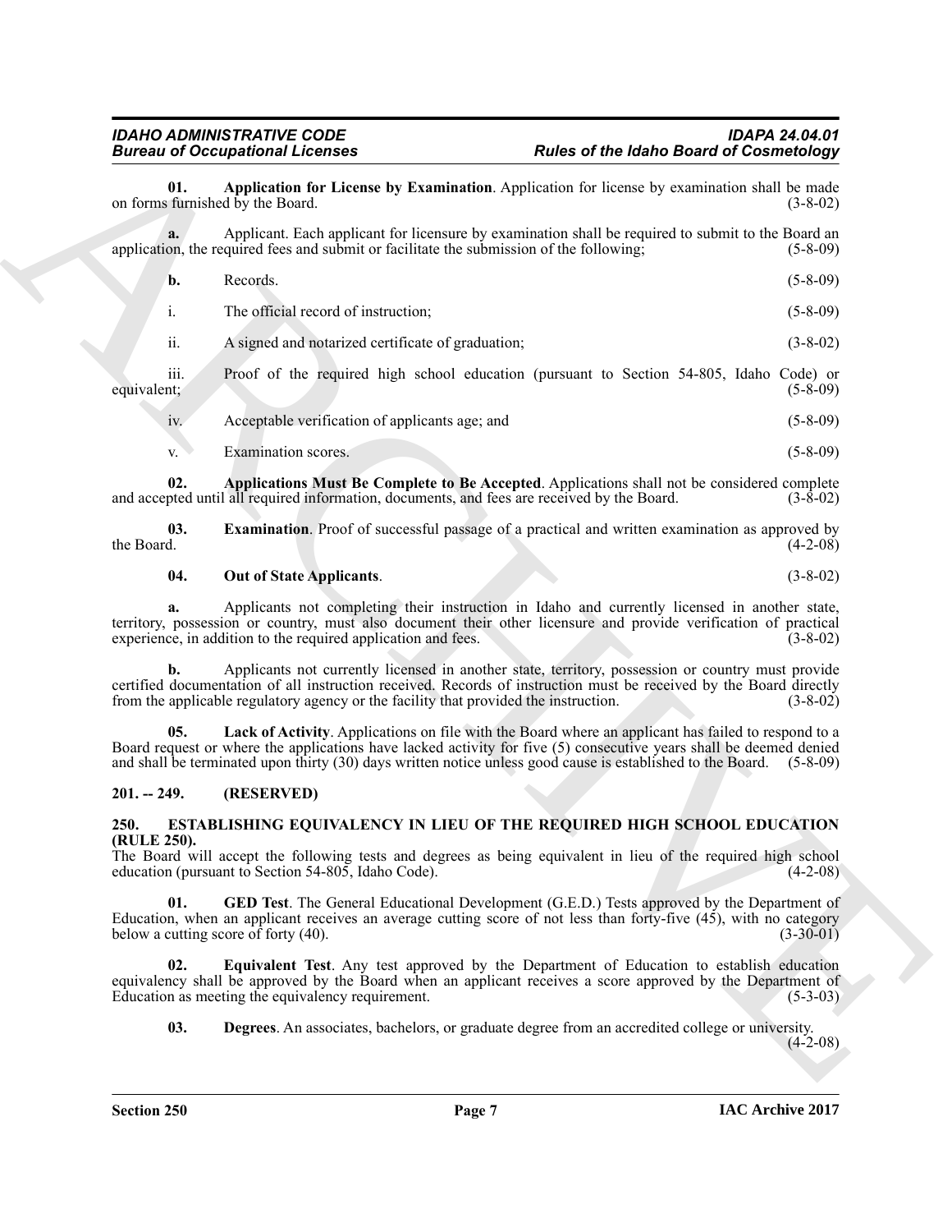**01. Application for License by Examination**. Application for license by examination shall be made on forms furnished by the Board. (3-8-02)

**a.** Applicant. Each applicant for licensure by examination shall be required to submit to the Board an application, the required fees and submit or facilitate the submission of the following; (5-8-09)

**b.** Records. (5-8-09)

i. The official record of instruction; (5-8-09)

ii. A signed and notarized certificate of graduation; (3-8-02)

iii. Proof of the required high school education (pursuant to Section 54-805, Idaho Code) or equivalent; (5-8-09)

iv. Acceptable verification of applicants age; and (5-8-09)

v. Examination scores. (5-8-09)

**02. Applications Must Be Complete to Be Accepted**. Applications shall not be considered complete and accepted until all required information, documents, and fees are received by the Board. (3-8-02)

**03. Examination**. Proof of successful passage of a practical and written examination as approved by the Board. (4-2-08)

**04. Out of State Applicants**. (3-8-02)

**a.** Applicants not completing their instruction in Idaho and currently licensed in another state, territory, possession or country, must also document their other licensure and provide verification of practical experience, in addition to the required application and fees. (3-8-02)

**b.** Applicants not currently licensed in another state, territory, possession or country must provide certified documentation of all instruction received. Records of instruction must be received by the Board directly from the applicable regulatory agency or the facility that provided the instruction. (3-8-02)

**05. Lack of Activity**. Applications on file with the Board where an applicant has failed to respond to a Board request or where the applications have lacked activity for five (5) consecutive years shall be deemed denied and shall be terminated upon thirty (30) days written notice unless good cause is established to the Board. (5-8-09)

## 201. -- 249. (RESERVED)

## 250. ESTABLISHING EQUIVALENCY IN LIEU OF THE REQUIRED HIGH SCHOOL EDUCATION (RULE 250).

The Board will accept the following tests and degrees as being equivalent in lieu of the required high school education (pursuant to Section 54-805, Idaho Code). (4-2-08)

**01. GED Test**. The General Educational Development (G.E.D.) Tests approved by the Department of Education, when an applicant receives an average cutting score of not less than forty-five (45), with no category below a cutting score of forty (40). (3-30-01)

**02. Equivalent Test**. Any test approved by the Department of Education to establish education equivalency shall be approved by the Board when an applicant receives a score approved by the Department of Education as meeting the equivalency requirement. (5-3-03)

**03. Degrees**. An associates, bachelors, or graduate degree from an accredited college or university. (4-2-08)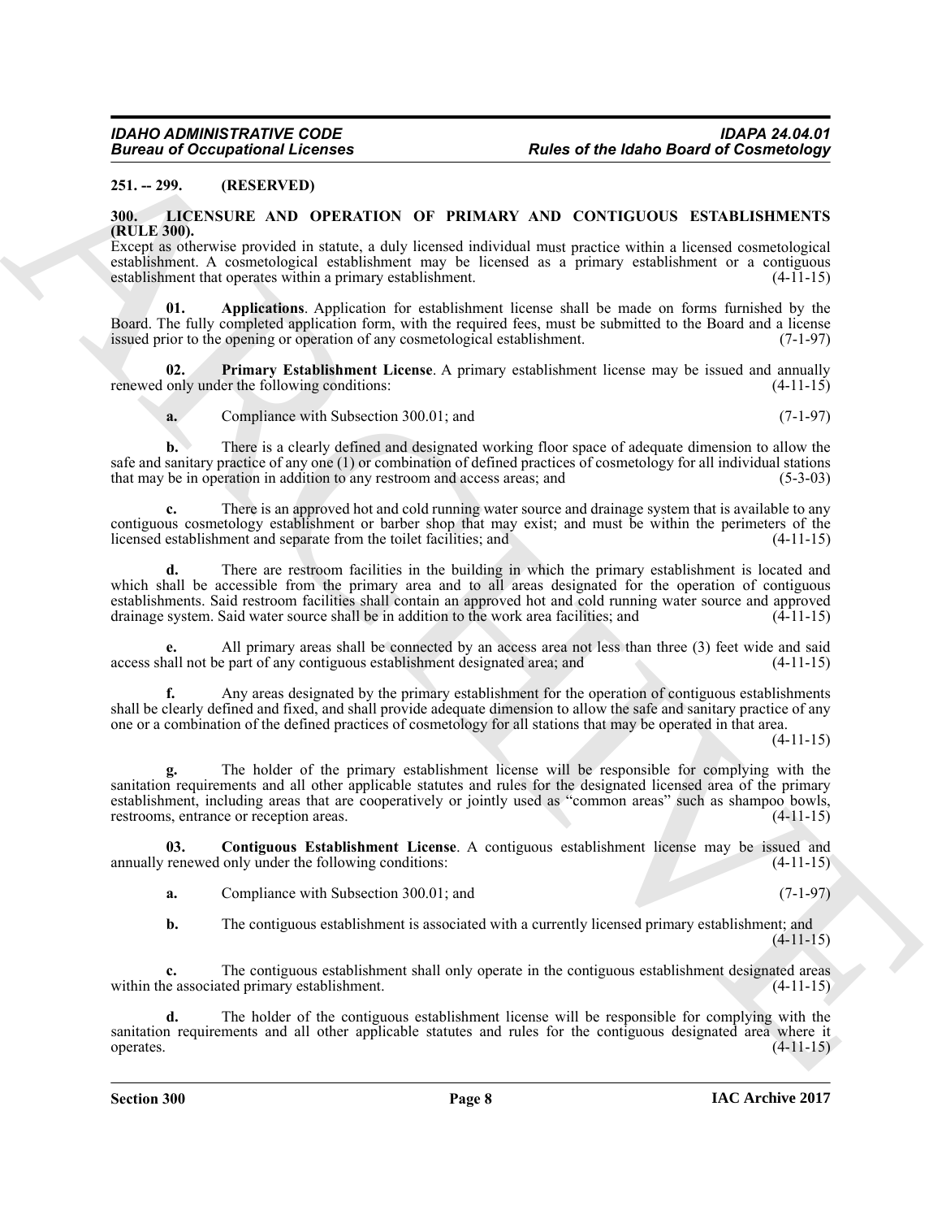**251. -- 299. (RESERVED)**

**300. LICENSURE AND OPERATION OF PRIMARY AND CONTIGUOUS ESTABLISHMENTS (RULE 300).**

Except as otherwise provided in statute, a duly licensed individual must practice within a licensed cosmetological establishment. A cosmetological establishment may be licensed as a primary establishment or a contiguous establishment that operates within a primary establishment. (4-11-15)

**01. Applications**. Application for establishment license shall be made on forms furnished by the Board. The fully completed application form, with the required fees, must be submitted to the Board and a license issued prior to the opening or operation of any cosmetological establishment. (7-1-97)

**02. Primary Establishment License**. A primary establishment license may be issued and annually renewed only under the following conditions: (4-11-15)

**a.** Compliance with Subsection 300.01; and (7-1-97)

**b.** There is a clearly defined and designated working floor space of adequate dimension to allow the safe and sanitary practice of any one (1) or combination of defined practices of cosmetology for all individual stations that may be in operation in addition to any restroom and access areas; and (5-3-03)

**c.** There is an approved hot and cold running water source and drainage system that is available to any contiguous cosmetology establishment or barber shop that may exist; and must be within the perimeters of the licensed establishment and separate from the toilet facilities; and (4-11-15)

**d.** There are restroom facilities in the building in which the primary establishment is located and which shall be accessible from the primary area and to all areas designated for the operation of contiguous establishments. Said restroom facilities shall contain an approved hot and cold running water source and approved drainage system. Said water source shall be in addition to the work area facilities; and (4-11-15)

**e.** All primary areas shall be connected by an access area not less than three (3) feet wide and said access shall not be part of any contiguous establishment designated area; and (4-11-15)

**f.** Any areas designated by the primary establishment for the operation of contiguous establishments shall be clearly defined and fixed, and shall provide adequate dimension to allow the safe and sanitary practice of any one or a combination of the defined practices of cosmetology for all stations that may be operated in that area. (4-11-15)

**g.** The holder of the primary establishment license will be responsible for complying with the sanitation requirements and all other applicable statutes and rules for the designated licensed area of the primary establishment, including areas that are cooperatively or jointly used as "common areas" such as shampoo bowls, restrooms, entrance or reception areas. (4-11-15)

**03. Contiguous Establishment License**. A contiguous establishment license may be issued and annually renewed only under the following conditions: (4-11-15)

**a.** Compliance with Subsection 300.01; and (7-1-97)

**b.** The contiguous establishment is associated with a currently licensed primary establishment; and (4-11-15)

**c.** The contiguous establishment shall only operate in the contiguous establishment designated areas within the associated primary establishment. (4-11-15)

**d.** The holder of the contiguous establishment license will be responsible for complying with the sanitation requirements and all other applicable statutes and rules for the contiguous designated area where it operates. (4-11-15)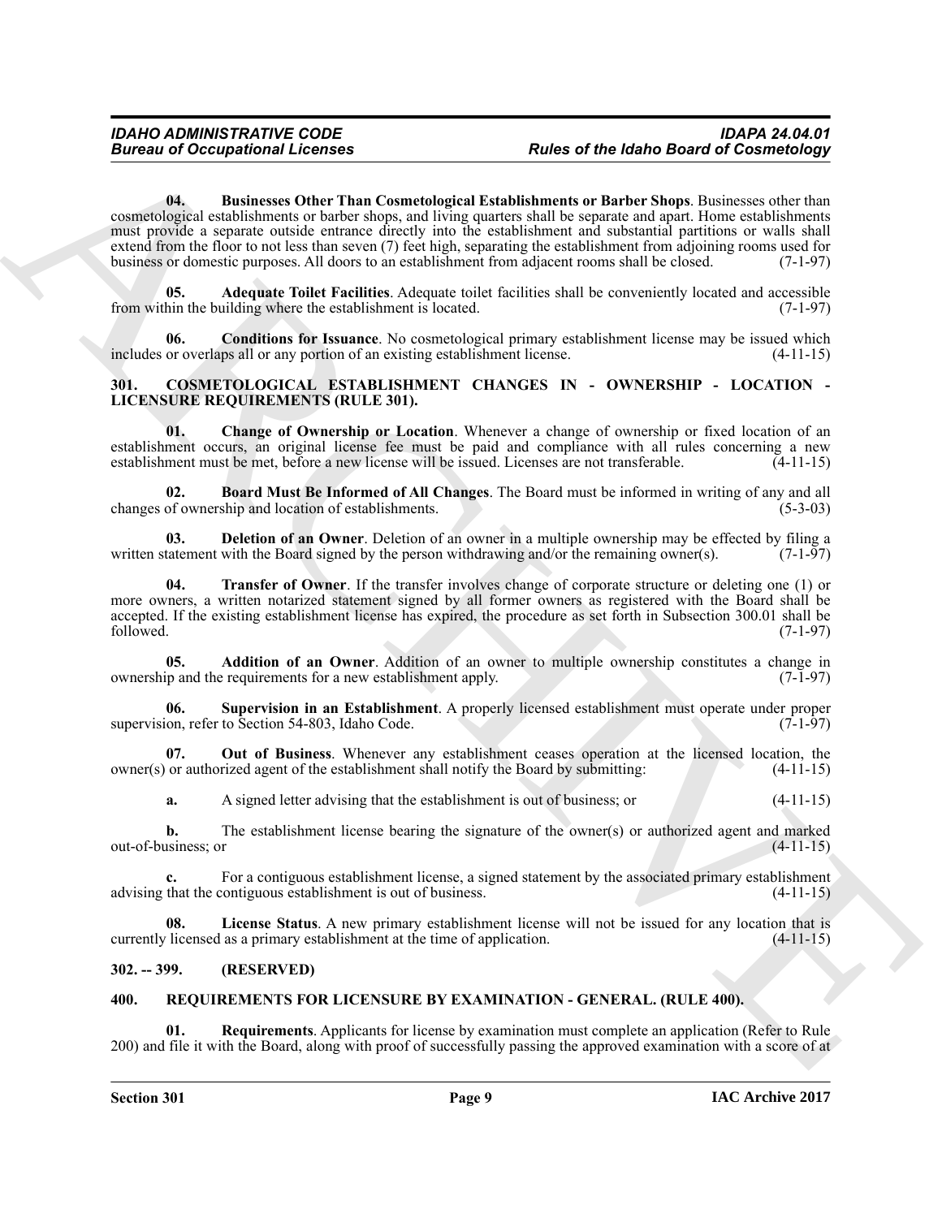**04. Businesses Other Than Cosmetological Establishments or Barber Shops**. Businesses other than cosmetological establishments or barber shops, and living quarters shall be separate and apart. Home establishments must provide a separate outside entrance directly into the establishment and substantial partitions or walls shall extend from the floor to not less than seven (7) feet high, separating the establishment from adjoining rooms used for business or domestic purposes. All doors to an establishment from adjacent rooms shall be closed. (7-1-97)

**05. Adequate Toilet Facilities**. Adequate toilet facilities shall be conveniently located and accessible from within the building where the establishment is located. (7-1-97)

**06. Conditions for Issuance**. No cosmetological primary establishment license may be issued which includes or overlaps all or any portion of an existing establishment license. (4-11-15)

## 301. COSMETOLOGICAL ESTABLISHMENT CHANGES IN - OWNERSHIP - LOCATION - LICENSURE REQUIREMENTS (RULE 301).

**01. Change of Ownership or Location**. Whenever a change of ownership or fixed location of an establishment occurs, an original license fee must be paid and compliance with all rules concerning a new establishment must be met, before a new license will be issued. Licenses are not transferable. (4-11-15)

**02. Board Must Be Informed of All Changes**. The Board must be informed in writing of any and all changes of ownership and location of establishments. (5-3-03)

**03. Deletion of an Owner**. Deletion of an owner in a multiple ownership may be effected by filing a written statement with the Board signed by the person withdrawing and/or the remaining owner(s). (7-1-97)

**04. Transfer of Owner**. If the transfer involves change of corporate structure or deleting one (1) or more owners, a written notarized statement signed by all former owners as registered with the Board shall be accepted. If the existing establishment license has expired, the procedure as set forth in Subsection 300.01 shall be followed. (7-1-97)

**05. Addition of an Owner**. Addition of an owner to multiple ownership constitutes a change in ownership and the requirements for a new establishment apply. (7-1-97)

**06. Supervision in an Establishment**. A properly licensed establishment must operate under proper supervision, refer to Section 54-803, Idaho Code. (7-1-97)

**07. Out of Business**. Whenever any establishment ceases operation at the licensed location, the owner(s) or authorized agent of the establishment shall notify the Board by submitting: (4-11-15)

**a.** A signed letter advising that the establishment is out of business; or (4-11-15)

**b.** The establishment license bearing the signature of the owner(s) or authorized agent and marked out-of-business; or (4-11-15)

**c.** For a contiguous establishment license, a signed statement by the associated primary establishment advising that the contiguous establishment is out of business. (4-11-15)

**08. License Status**. A new primary establishment license will not be issued for any location that is currently licensed as a primary establishment at the time of application. (4-11-15)

## 302. -- 399. (RESERVED)

## 400. REQUIREMENTS FOR LICENSURE BY EXAMINATION - GENERAL. (RULE 400).

**01. Requirements**. Applicants for license by examination must complete an application (Refer to Rule 200) and file it with the Board, along with proof of successfully passing the approved examination with a score of at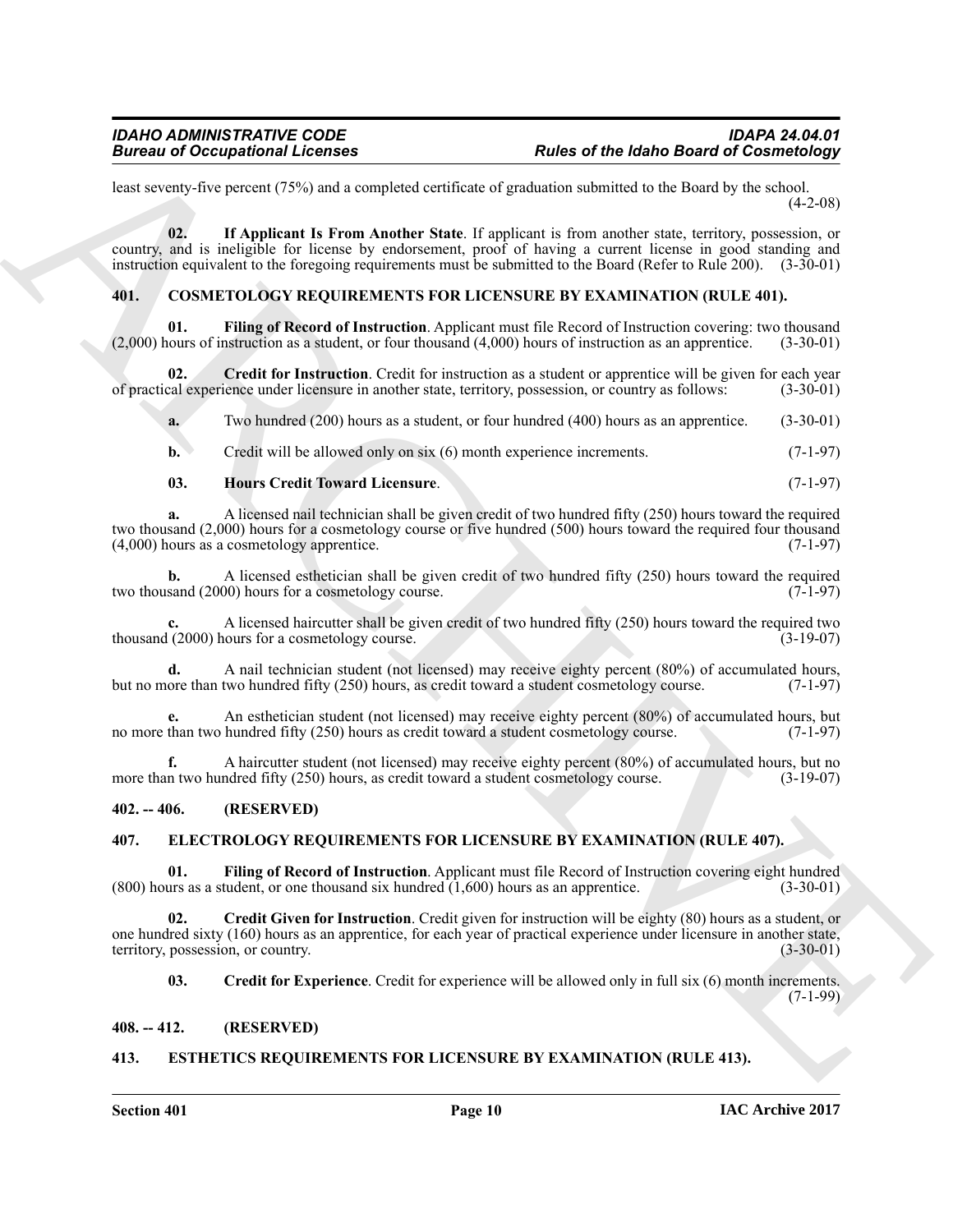least seventy-five percent (75%) and a completed certificate of graduation submitted to the Board by the school. (4-2-08)

**02. If Applicant Is From Another State**. If applicant is from another state, territory, possession, or country, and is ineligible for license by endorsement, proof of having a current license in good standing and instruction equivalent to the foregoing requirements must be submitted to the Board (Refer to Rule 200). (3-30-01)

## 401. COSMETOLOGY REQUIREMENTS FOR LICENSURE BY EXAMINATION (RULE 401).

**01. Filing of Record of Instruction**. Applicant must file Record of Instruction covering: two thousand (2,000) hours of instruction as a student, or four thousand (4,000) hours of instruction as an apprentice. (3-30-01)

**02. Credit for Instruction**. Credit for instruction as a student or apprentice will be given for each year of practical experience under licensure in another state, territory, possession, or country as follows: (3-30-01)

**a.** Two hundred (200) hours as a student, or four hundred (400) hours as an apprentice. (3-30-01)

**b.** Credit will be allowed only on six (6) month experience increments. (7-1-97)

**03. Hours Credit Toward Licensure**. (7-1-97)

**a.** A licensed nail technician shall be given credit of two hundred fifty (250) hours toward the required two thousand (2,000) hours for a cosmetology course or five hundred (500) hours toward the required four thousand (4,000) hours as a cosmetology apprentice. (7-1-97)

**b.** A licensed esthetician shall be given credit of two hundred fifty (250) hours toward the required two thousand (2000) hours for a cosmetology course. (7-1-97)

**c.** A licensed haircutter shall be given credit of two hundred fifty (250) hours toward the required two thousand (2000) hours for a cosmetology course. (3-19-07)

**d.** A nail technician student (not licensed) may receive eighty percent (80%) of accumulated hours, but no more than two hundred fifty (250) hours, as credit toward a student cosmetology course. (7-1-97)

**e.** An esthetician student (not licensed) may receive eighty percent (80%) of accumulated hours, but no more than two hundred fifty (250) hours as credit toward a student cosmetology course. (7-1-97)

**f.** A haircutter student (not licensed) may receive eighty percent (80%) of accumulated hours, but no more than two hundred fifty (250) hours, as credit toward a student cosmetology course. (3-19-07)

## 402. -- 406. (RESERVED)

## 407. ELECTROLOGY REQUIREMENTS FOR LICENSURE BY EXAMINATION (RULE 407).

**01. Filing of Record of Instruction**. Applicant must file Record of Instruction covering eight hundred (800) hours as a student, or one thousand six hundred (1,600) hours as an apprentice. (3-30-01)

**02. Credit Given for Instruction**. Credit given for instruction will be eighty (80) hours as a student, or one hundred sixty (160) hours as an apprentice, for each year of practical experience under licensure in another state, territory, possession, or country. (3-30-01)

**03. Credit for Experience**. Credit for experience will be allowed only in full six (6) month increments. (7-1-99)

## 408. -- 412. (RESERVED)

## 413. ESTHETICS REQUIREMENTS FOR LICENSURE BY EXAMINATION (RULE 413).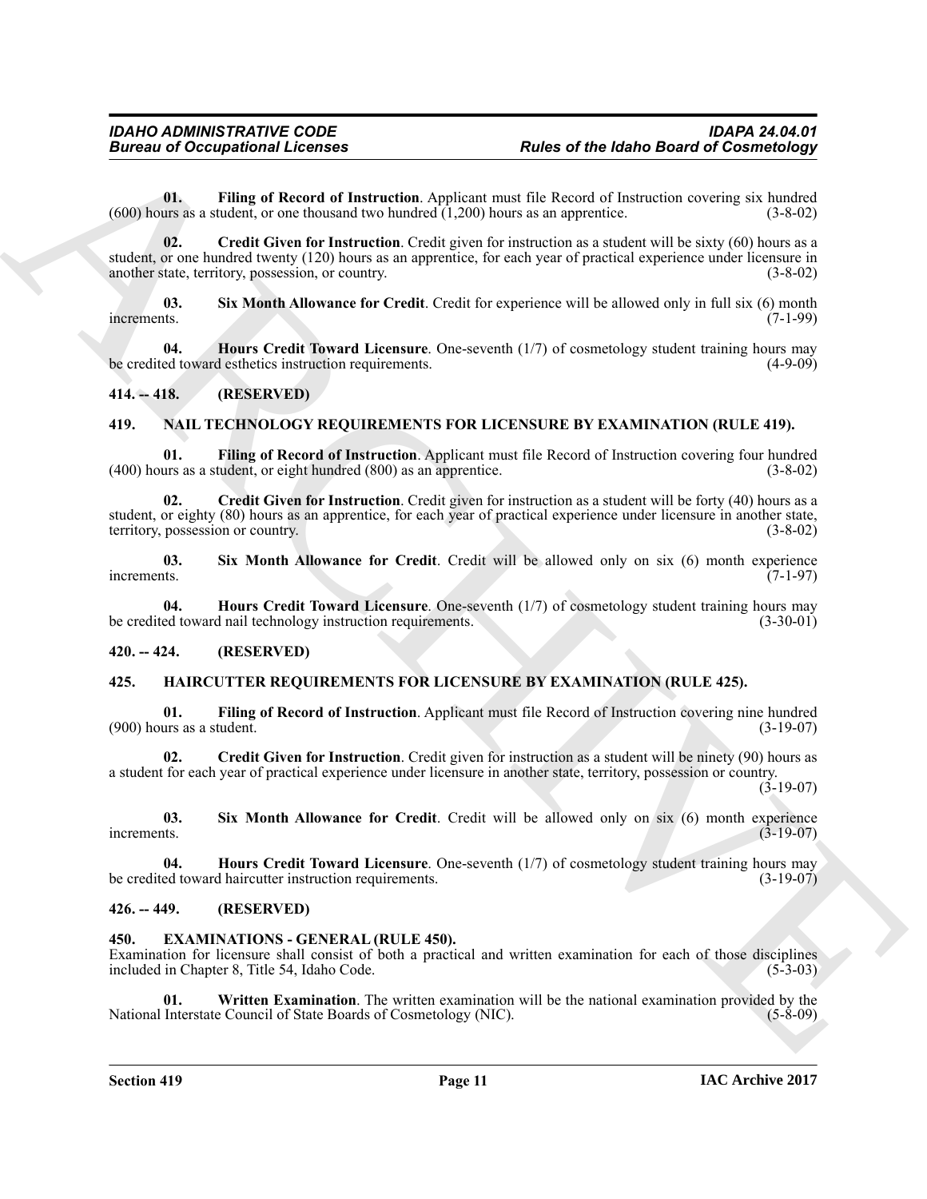**01. Filing of Record of Instruction**. Applicant must file Record of Instruction covering six hundred (600) hours as a student, or one thousand two hundred (1,200) hours as an apprentice. (3-8-02)

**02. Credit Given for Instruction**. Credit given for instruction as a student will be sixty (60) hours as a student, or one hundred twenty (120) hours as an apprentice, for each year of practical experience under licensure in another state, territory, possession, or country. (3-8-02)

**03. Six Month Allowance for Credit**. Credit for experience will be allowed only in full six (6) month increments. (7-1-99)

**04. Hours Credit Toward Licensure**. One-seventh (1/7) of cosmetology student training hours may be credited toward esthetics instruction requirements. (4-9-09)

## 414. -- 418. (RESERVED)

## 419. NAIL TECHNOLOGY REQUIREMENTS FOR LICENSURE BY EXAMINATION (RULE 419).

**01. Filing of Record of Instruction**. Applicant must file Record of Instruction covering four hundred (400) hours as a student, or eight hundred (800) as an apprentice. (3-8-02)

**02. Credit Given for Instruction**. Credit given for instruction as a student will be forty (40) hours as a student, or eighty (80) hours as an apprentice, for each year of practical experience under licensure in another state, territory, possession or country. (3-8-02)

**03. Six Month Allowance for Credit**. Credit will be allowed only on six (6) month experience increments. (7-1-97)

**04. Hours Credit Toward Licensure**. One-seventh (1/7) of cosmetology student training hours may be credited toward nail technology instruction requirements. (3-30-01)

## 420. -- 424. (RESERVED)

## 425. HAIRCUTTER REQUIREMENTS FOR LICENSURE BY EXAMINATION (RULE 425).

**01. Filing of Record of Instruction**. Applicant must file Record of Instruction covering nine hundred (900) hours as a student. (3-19-07)

**02. Credit Given for Instruction**. Credit given for instruction as a student will be ninety (90) hours as a student for each year of practical experience under licensure in another state, territory, possession or country. (3-19-07)

**03. Six Month Allowance for Credit**. Credit will be allowed only on six (6) month experience increments. (3-19-07)

**04. Hours Credit Toward Licensure**. One-seventh (1/7) of cosmetology student training hours may be credited toward haircutter instruction requirements. (3-19-07)

## 426. -- 449. (RESERVED)

## 450. EXAMINATIONS - GENERAL (RULE 450).

Examination for licensure shall consist of both a practical and written examination for each of those disciplines included in Chapter 8, Title 54, Idaho Code. (5-3-03)

**01. Written Examination**. The written examination will be the national examination provided by the National Interstate Council of State Boards of Cosmetology (NIC). (5-8-09)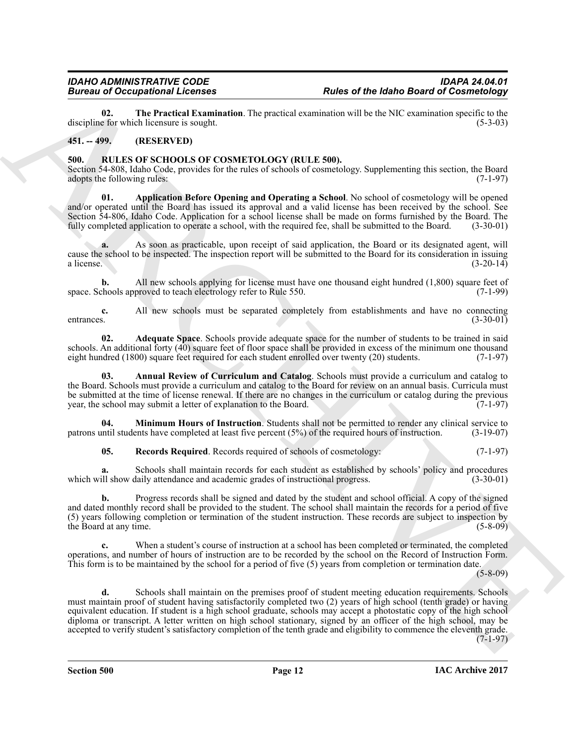**02. The Practical Examination**. The practical examination will be the NIC examination specific to the discipline for which licensure is sought. (5-3-03)

## 451. -- 499. (RESERVED)

## 500. RULES OF SCHOOLS OF COSMETOLOGY (RULE 500).

Section 54-808, Idaho Code, provides for the rules of schools of cosmetology. Supplementing this section, the Board adopts the following rules: (7-1-97)

**01. Application Before Opening and Operating a School**. No school of cosmetology will be opened and/or operated until the Board has issued its approval and a valid license has been received by the school. See Section 54-806, Idaho Code. Application for a school license shall be made on forms furnished by the Board. The fully completed application to operate a school, with the required fee, shall be submitted to the Board. (3-30-01)

**a.** As soon as practicable, upon receipt of said application, the Board or its designated agent, will cause the school to be inspected. The inspection report will be submitted to the Board for its consideration in issuing a license. (3-20-14)

**b.** All new schools applying for license must have one thousand eight hundred (1,800) square feet of space. Schools approved to teach electrology refer to Rule 550. (7-1-99)

**c.** All new schools must be separated completely from establishments and have no connecting entrances. (3-30-01)

**02. Adequate Space**. Schools provide adequate space for the number of students to be trained in said schools. An additional forty (40) square feet of floor space shall be provided in excess of the minimum one thousand eight hundred (1800) square feet required for each student enrolled over twenty (20) students. (7-1-97)

**03. Annual Review of Curriculum and Catalog**. Schools must provide a curriculum and catalog to the Board. Schools must provide a curriculum and catalog to the Board for review on an annual basis. Curricula must be submitted at the time of license renewal. If there are no changes in the curriculum or catalog during the previous year, the school may submit a letter of explanation to the Board. (7-1-97)

**04. Minimum Hours of Instruction**. Students shall not be permitted to render any clinical service to patrons until students have completed at least five percent (5%) of the required hours of instruction. (3-19-07)

**05. Records Required**. Records required of schools of cosmetology: (7-1-97)

**a.** Schools shall maintain records for each student as established by schools' policy and procedures which will show daily attendance and academic grades of instructional progress. (3-30-01)

**b.** Progress records shall be signed and dated by the student and school official. A copy of the signed and dated monthly record shall be provided to the student. The school shall maintain the records for a period of five (5) years following completion or termination of the student instruction. These records are subject to inspection by the Board at any time. (5-8-09)

**c.** When a student's course of instruction at a school has been completed or terminated, the completed operations, and number of hours of instruction are to be recorded by the school on the Record of Instruction Form. This form is to be maintained by the school for a period of five (5) years from completion or termination date. (5-8-09)

**d.** Schools shall maintain on the premises proof of student meeting education requirements. Schools must maintain proof of student having satisfactorily completed two (2) years of high school (tenth grade) or having equivalent education. If student is a high school graduate, schools may accept a photostatic copy of the high school diploma or transcript. A letter written on high school stationary, signed by an officer of the high school, may be accepted to verify student's satisfactory completion of the tenth grade and eligibility to commence the eleventh grade. (7-1-97)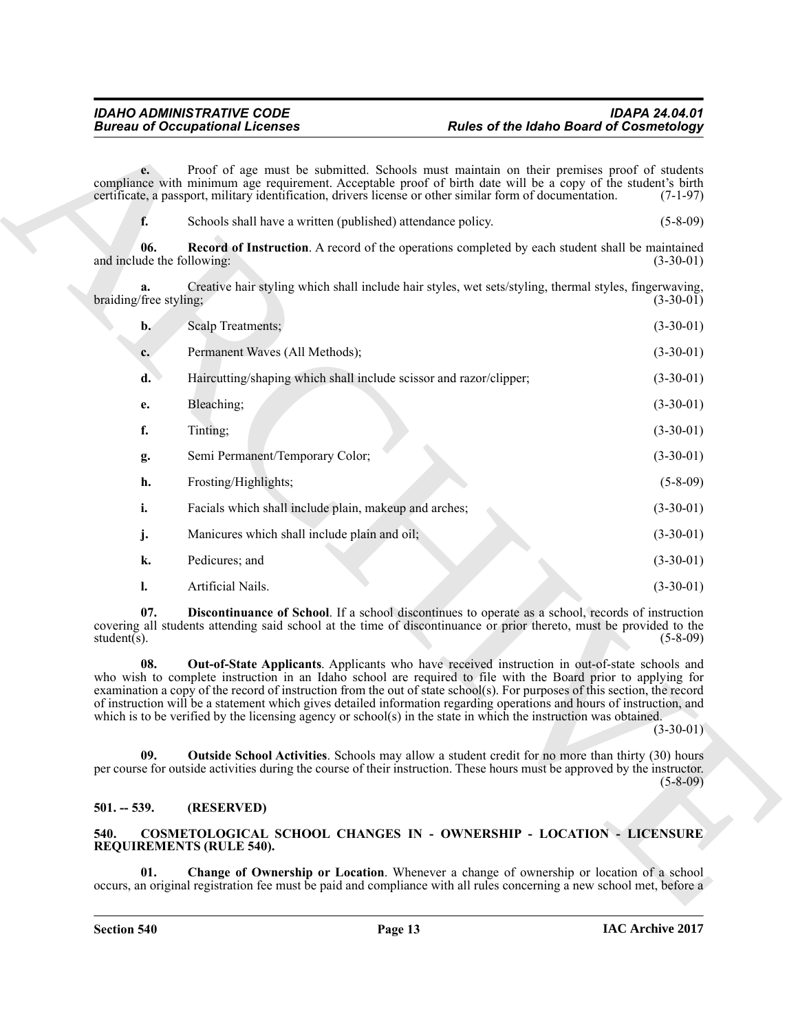**e.** Proof of age must be submitted. Schools must maintain on their premises proof of students compliance with minimum age requirement. Acceptable proof of birth date will be a copy of the student's birth certificate, a passport, military identification, drivers license or other similar form of documentation. (7-1-97)

**f.** Schools shall have a written (published) attendance policy. (5-8-09)

**06. Record of Instruction**. A record of the operations completed by each student shall be maintained and include the following: (3-30-01)

**a.** Creative hair styling which shall include hair styles, wet sets/styling, thermal styles, fingerwaving, braiding/free styling; (3-30-01)

**b.** Scalp Treatments; (3-30-01)

**c.** Permanent Waves (All Methods); (3-30-01)

**d.** Haircutting/shaping which shall include scissor and razor/clipper; (3-30-01)

**e.** Bleaching; (3-30-01)

**f.** Tinting; (3-30-01)

**g.** Semi Permanent/Temporary Color; (3-30-01)

**h.** Frosting/Highlights; (5-8-09)

**i.** Facials which shall include plain, makeup and arches; (3-30-01)

**j.** Manicures which shall include plain and oil; (3-30-01)

**k.** Pedicures; and (3-30-01)

**l.** Artificial Nails. (3-30-01)

**07. Discontinuance of School**. If a school discontinues to operate as a school, records of instruction covering all students attending said school at the time of discontinuance or prior thereto, must be provided to the student(s). (5-8-09)

**08. Out-of-State Applicants**. Applicants who have received instruction in out-of-state schools and who wish to complete instruction in an Idaho school are required to file with the Board prior to applying for examination a copy of the record of instruction from the out of state school(s). For purposes of this section, the record of instruction will be a statement which gives detailed information regarding operations and hours of instruction, and which is to be verified by the licensing agency or school(s) in the state in which the instruction was obtained. (3-30-01)

**09. Outside School Activities**. Schools may allow a student credit for no more than thirty (30) hours per course for outside activities during the course of their instruction. These hours must be approved by the instructor. (5-8-09)

## 501. -- 539. (RESERVED)

## 540. COSMETOLOGICAL SCHOOL CHANGES IN - OWNERSHIP - LOCATION - LICENSURE REQUIREMENTS (RULE 540).

**01. Change of Ownership or Location**. Whenever a change of ownership or location of a school occurs, an original registration fee must be paid and compliance with all rules concerning a new school met, before a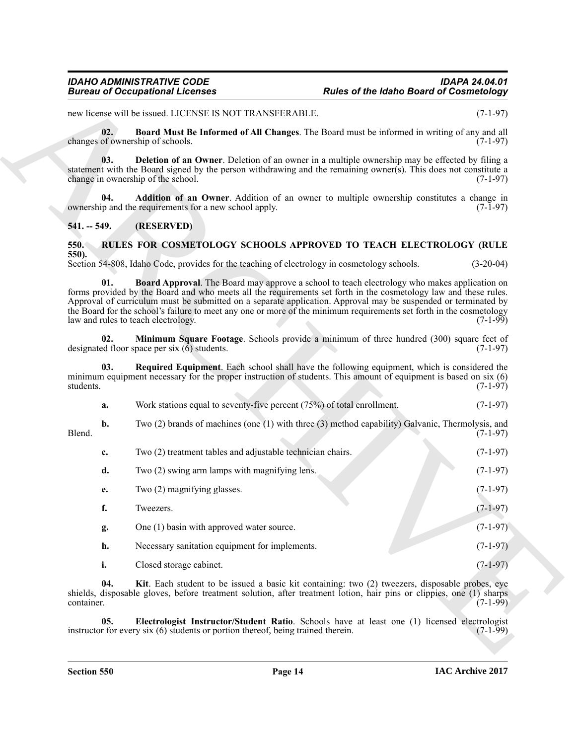new license will be issued. LICENSE IS NOT TRANSFERABLE. (7-1-97)

**02. Board Must Be Informed of All Changes**. The Board must be informed in writing of any and all changes of ownership of schools. (7-1-97)

**03. Deletion of an Owner**. Deletion of an owner in a multiple ownership may be effected by filing a statement with the Board signed by the person withdrawing and the remaining owner(s). This does not constitute a change in ownership of the school. (7-1-97)

**04. Addition of an Owner**. Addition of an owner to multiple ownership constitutes a change in ownership and the requirements for a new school apply. (7-1-97)

## 541. -- 549. (RESERVED)

## 550. RULES FOR COSMETOLOGY SCHOOLS APPROVED TO TEACH ELECTROLOGY (RULE 550).

Section 54-808, Idaho Code, provides for the teaching of electrology in cosmetology schools. (3-20-04)

**01. Board Approval**. The Board may approve a school to teach electrology who makes application on forms provided by the Board and who meets all the requirements set forth in the cosmetology law and these rules. Approval of curriculum must be submitted on a separate application. Approval may be suspended or terminated by the Board for the school's failure to meet any one or more of the minimum requirements set forth in the cosmetology law and rules to teach electrology. (7-1-99)

**02. Minimum Square Footage**. Schools provide a minimum of three hundred (300) square feet of designated floor space per six (6) students. (7-1-97)

**03. Required Equipment**. Each school shall have the following equipment, which is considered the minimum equipment necessary for the proper instruction of students. This amount of equipment is based on six (6) students. (7-1-97)

**a.** Work stations equal to seventy-five percent (75%) of total enrollment. (7-1-97)

**b.** Two (2) brands of machines (one (1) with three (3) method capability) Galvanic, Thermolysis, and Blend. (7-1-97)

**c.** Two (2) treatment tables and adjustable technician chairs. (7-1-97)

**d.** Two (2) swing arm lamps with magnifying lens. (7-1-97)

**e.** Two (2) magnifying glasses. (7-1-97)

**f.** Tweezers. (7-1-97)

**g.** One (1) basin with approved water source. (7-1-97)

**h.** Necessary sanitation equipment for implements. (7-1-97)

**i.** Closed storage cabinet. (7-1-97)

**04. Kit**. Each student to be issued a basic kit containing: two (2) tweezers, disposable probes, eye shields, disposable gloves, before treatment solution, after treatment lotion, hair pins or clippies, one (1) sharps container. (7-1-99)

**05. Electrologist Instructor/Student Ratio**. Schools have at least one (1) licensed electrologist instructor for every six (6) students or portion thereof, being trained therein. (7-1-99)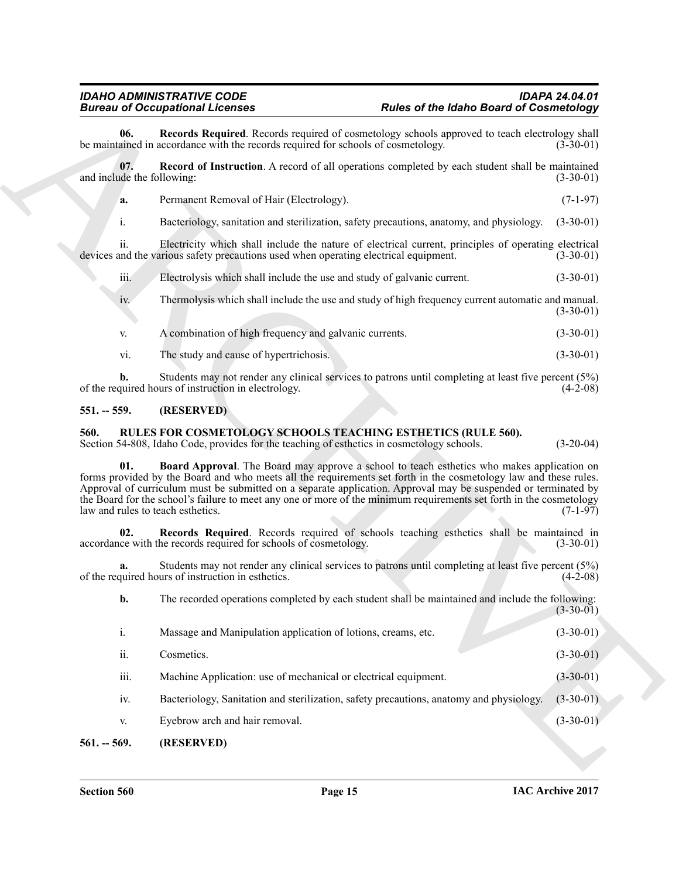**06. Records Required**. Records required of cosmetology schools approved to teach electrology shall be maintained in accordance with the records required for schools of cosmetology. (3-30-01)

**07. Record of Instruction**. A record of all operations completed by each student shall be maintained and include the following: (3-30-01)

**a.** Permanent Removal of Hair (Electrology). (7-1-97)

i. Bacteriology, sanitation and sterilization, safety precautions, anatomy, and physiology. (3-30-01)

ii. Electricity which shall include the nature of electrical current, principles of operating electrical devices and the various safety precautions used when operating electrical equipment. (3-30-01)

iii. Electrolysis which shall include the use and study of galvanic current. (3-30-01)

iv. Thermolysis which shall include the use and study of high frequency current automatic and manual. (3-30-01)

v. A combination of high frequency and galvanic currents. (3-30-01)

vi. The study and cause of hypertrichosis. (3-30-01)

**b.** Students may not render any clinical services to patrons until completing at least five percent (5%) of the required hours of instruction in electrology. (4-2-08)

## 551. -- 559. (RESERVED)

## 560. RULES FOR COSMETOLOGY SCHOOLS TEACHING ESTHETICS (RULE 560).

Section 54-808, Idaho Code, provides for the teaching of esthetics in cosmetology schools. (3-20-04)

**01. Board Approval**. The Board may approve a school to teach esthetics who makes application on forms provided by the Board and who meets all the requirements set forth in the cosmetology law and these rules. Approval of curriculum must be submitted on a separate application. Approval may be suspended or terminated by the Board for the school's failure to meet any one or more of the minimum requirements set forth in the cosmetology law and rules to teach esthetics. (7-1-97)

**02. Records Required**. Records required of schools teaching esthetics shall be maintained in accordance with the records required for schools of cosmetology. (3-30-01)

**a.** Students may not render any clinical services to patrons until completing at least five percent (5%) of the required hours of instruction in esthetics. (4-2-08)

**b.** The recorded operations completed by each student shall be maintained and include the following: (3-30-01)

i. Massage and Manipulation application of lotions, creams, etc. (3-30-01)

ii. Cosmetics. (3-30-01)

iii. Machine Application: use of mechanical or electrical equipment. (3-30-01)

iv. Bacteriology, Sanitation and sterilization, safety precautions, anatomy and physiology. (3-30-01)

v. Eyebrow arch and hair removal. (3-30-01)

## 561. -- 569. (RESERVED)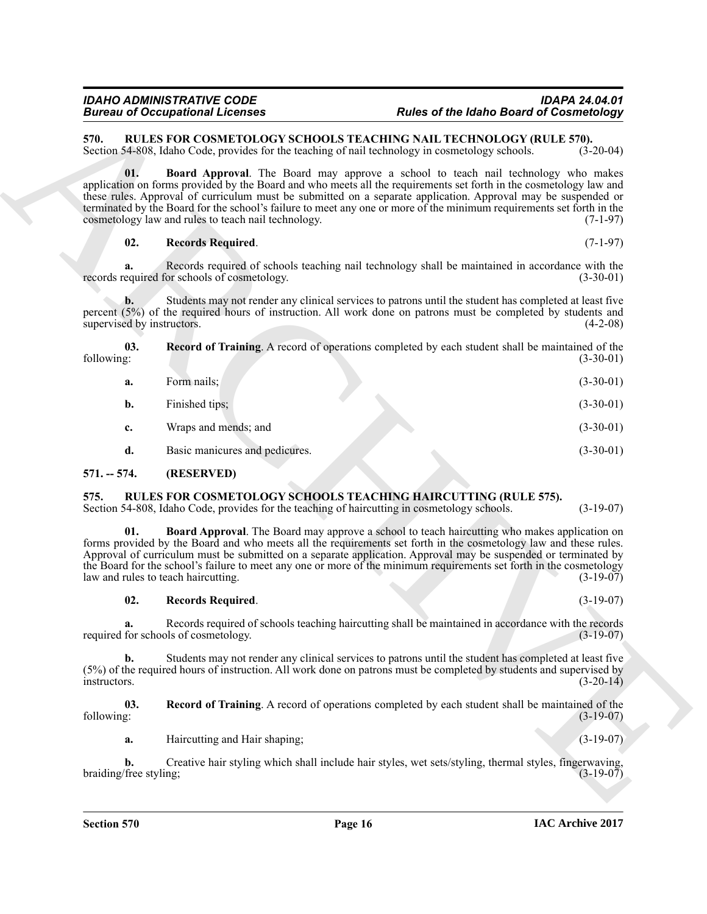## 570. RULES FOR COSMETOLOGY SCHOOLS TEACHING NAIL TECHNOLOGY (RULE 570).

Section 54-808, Idaho Code, provides for the teaching of nail technology in cosmetology schools. (3-20-04)

**01. Board Approval**. The Board may approve a school to teach nail technology who makes application on forms provided by the Board and who meets all the requirements set forth in the cosmetology law and these rules. Approval of curriculum must be submitted on a separate application. Approval may be suspended or terminated by the Board for the school's failure to meet any one or more of the minimum requirements set forth in the cosmetology law and rules to teach nail technology. (7-1-97)

**02. Records Required**. (7-1-97)

**a.** Records required of schools teaching nail technology shall be maintained in accordance with the records required for schools of cosmetology. (3-30-01)

**b.** Students may not render any clinical services to patrons until the student has completed at least five percent (5%) of the required hours of instruction. All work done on patrons must be completed by students and supervised by instructors. (4-2-08)

**03. Record of Training**. A record of operations completed by each student shall be maintained of the following: (3-30-01)

**a.** Form nails; (3-30-01)

**b.** Finished tips; (3-30-01)

**c.** Wraps and mends; and (3-30-01)

**d.** Basic manicures and pedicures. (3-30-01)

## 571. -- 574. (RESERVED)

## 575. RULES FOR COSMETOLOGY SCHOOLS TEACHING HAIRCUTTING (RULE 575).

Section 54-808, Idaho Code, provides for the teaching of haircutting in cosmetology schools. (3-19-07)

**01. Board Approval**. The Board may approve a school to teach haircutting who makes application on forms provided by the Board and who meets all the requirements set forth in the cosmetology law and these rules. Approval of curriculum must be submitted on a separate application. Approval may be suspended or terminated by the Board for the school's failure to meet any one or more of the minimum requirements set forth in the cosmetology law and rules to teach haircutting. (3-19-07)

**02. Records Required**. (3-19-07)

**a.** Records required of schools teaching haircutting shall be maintained in accordance with the records required for schools of cosmetology. (3-19-07)

**b.** Students may not render any clinical services to patrons until the student has completed at least five (5%) of the required hours of instruction. All work done on patrons must be completed by students and supervised by instructors. (3-20-14)

**03. Record of Training**. A record of operations completed by each student shall be maintained of the following: (3-19-07)

**a.** Haircutting and Hair shaping; (3-19-07)

**b.** Creative hair styling which shall include hair styles, wet sets/styling, thermal styles, fingerwaving, braiding/free styling; (3-19-07)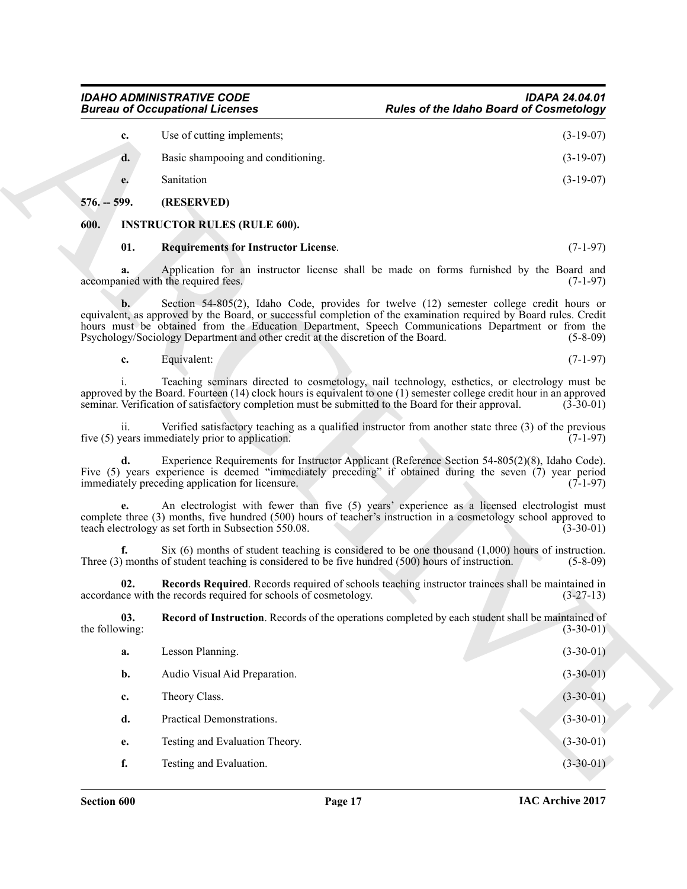**c.** Use of cutting implements; (3-19-07)

**d.** Basic shampooing and conditioning. (3-19-07)

**e.** Sanitation (3-19-07)

## 576. -- 599. (RESERVED)

## 600. INSTRUCTOR RULES (RULE 600).

**01. Requirements for Instructor License**. (7-1-97)

**a.** Application for an instructor license shall be made on forms furnished by the Board and accompanied with the required fees. (7-1-97)

**b.** Section 54-805(2), Idaho Code, provides for twelve (12) semester college credit hours or equivalent, as approved by the Board, or successful completion of the examination required by Board rules. Credit hours must be obtained from the Education Department, Speech Communications Department or from the Psychology/Sociology Department and other credit at the discretion of the Board. (5-8-09)

**c.** Equivalent: (7-1-97)

i. Teaching seminars directed to cosmetology, nail technology, esthetics, or electrology must be approved by the Board. Fourteen (14) clock hours is equivalent to one (1) semester college credit hour in an approved seminar. Verification of satisfactory completion must be submitted to the Board for their approval. (3-30-01)

ii. Verified satisfactory teaching as a qualified instructor from another state three (3) of the previous five (5) years immediately prior to application. (7-1-97)

**d.** Experience Requirements for Instructor Applicant (Reference Section 54-805(2)(8), Idaho Code). Five (5) years experience is deemed "immediately preceding" if obtained during the seven (7) year period immediately preceding application for licensure. (7-1-97)

**e.** An electrologist with fewer than five (5) years' experience as a licensed electrologist must complete three (3) months, five hundred (500) hours of teacher's instruction in a cosmetology school approved to teach electrology as set forth in Subsection 550.08. (3-30-01)

**f.** Six (6) months of student teaching is considered to be one thousand (1,000) hours of instruction. Three (3) months of student teaching is considered to be five hundred (500) hours of instruction. (5-8-09)

**02. Records Required**. Records required of schools teaching instructor trainees shall be maintained in accordance with the records required for schools of cosmetology. (3-27-13)

**03. Record of Instruction**. Records of the operations completed by each student shall be maintained of the following: (3-30-01)

**a.** Lesson Planning. (3-30-01)

**b.** Audio Visual Aid Preparation. (3-30-01)

**c.** Theory Class. (3-30-01)

**d.** Practical Demonstrations. (3-30-01)

**e.** Testing and Evaluation Theory. (3-30-01)

**f.** Testing and Evaluation. (3-30-01)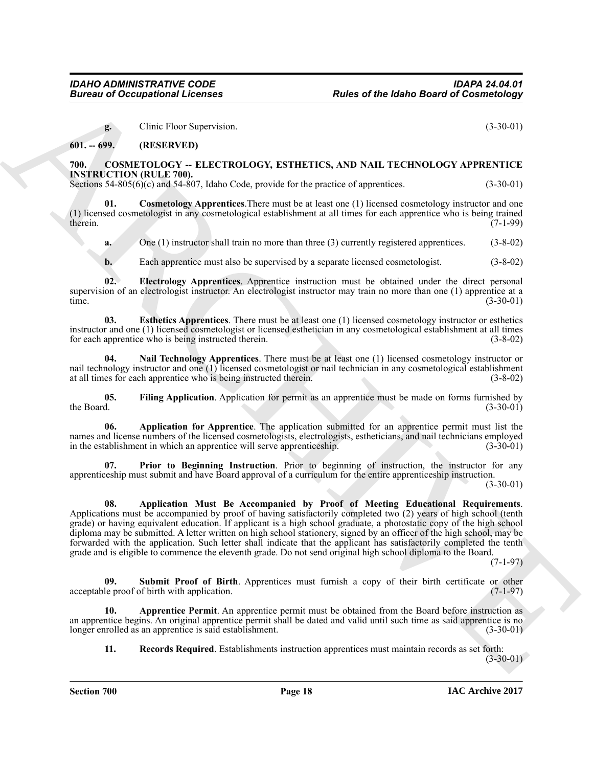**g.** Clinic Floor Supervision. (3-30-01)

## 601. -- 699. (RESERVED)

## 700. COSMETOLOGY -- ELECTROLOGY, ESTHETICS, AND NAIL TECHNOLOGY APPRENTICE INSTRUCTION (RULE 700).

Sections 54-805(6)(c) and 54-807, Idaho Code, provide for the practice of apprentices. (3-30-01)

**01. Cosmetology Apprentices**.There must be at least one (1) licensed cosmetology instructor and one (1) licensed cosmetologist in any cosmetological establishment at all times for each apprentice who is being trained therein. (7-1-99)

**a.** One (1) instructor shall train no more than three (3) currently registered apprentices. (3-8-02)

**b.** Each apprentice must also be supervised by a separate licensed cosmetologist. (3-8-02)

**02. Electrology Apprentices**. Apprentice instruction must be obtained under the direct personal supervision of an electrologist instructor. An electrologist instructor may train no more than one (1) apprentice at a time. (3-30-01)

**03. Esthetics Apprentices**. There must be at least one (1) licensed cosmetology instructor or esthetics instructor and one (1) licensed cosmetologist or licensed esthetician in any cosmetological establishment at all times for each apprentice who is being instructed therein. (3-8-02)

**04. Nail Technology Apprentices**. There must be at least one (1) licensed cosmetology instructor or nail technology instructor and one (1) licensed cosmetologist or nail technician in any cosmetological establishment at all times for each apprentice who is being instructed therein. (3-8-02)

**05. Filing Application**. Application for permit as an apprentice must be made on forms furnished by the Board. (3-30-01)

**06. Application for Apprentice**. The application submitted for an apprentice permit must list the names and license numbers of the licensed cosmetologists, electrologists, estheticians, and nail technicians employed in the establishment in which an apprentice will serve apprenticeship. (3-30-01)

**07. Prior to Beginning Instruction**. Prior to beginning of instruction, the instructor for any apprenticeship must submit and have Board approval of a curriculum for the entire apprenticeship instruction. (3-30-01)

**08. Application Must Be Accompanied by Proof of Meeting Educational Requirements**. Applications must be accompanied by proof of having satisfactorily completed two (2) years of high school (tenth grade) or having equivalent education. If applicant is a high school graduate, a photostatic copy of the high school diploma may be submitted. A letter written on high school stationery, signed by an officer of the high school, may be forwarded with the application. Such letter shall indicate that the applicant has satisfactorily completed the tenth grade and is eligible to commence the eleventh grade. Do not send original high school diploma to the Board. (7-1-97)

**09. Submit Proof of Birth**. Apprentices must furnish a copy of their birth certificate or other acceptable proof of birth with application. (7-1-97)

**10. Apprentice Permit**. An apprentice permit must be obtained from the Board before instruction as an apprentice begins. An original apprentice permit shall be dated and valid until such time as said apprentice is no longer enrolled as an apprentice is said establishment. (3-30-01)

**11. Records Required**. Establishments instruction apprentices must maintain records as set forth: (3-30-01)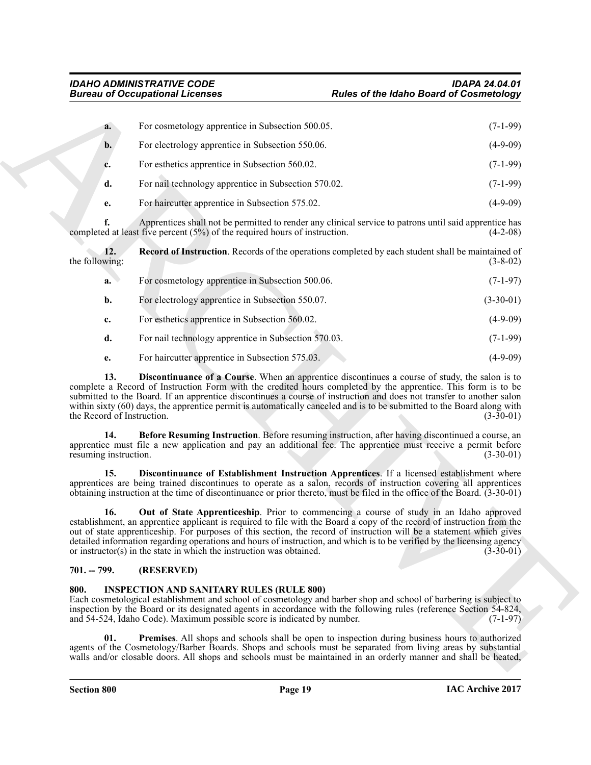a. For cosmetology apprentice in Subsection 500.05. (7-1-99)

b. For electrology apprentice in Subsection 550.06. (4-9-09)

c. For esthetics apprentice in Subsection 560.02. (7-1-99)

d. For nail technology apprentice in Subsection 570.02. (7-1-99)

e. For haircutter apprentice in Subsection 575.02. (4-9-09)

f. Apprentices shall not be permitted to render any clinical service to patrons until said apprentice has completed at least five percent (5%) of the required hours of instruction. (4-2-08)

**12. Record of Instruction**. Records of the operations completed by each student shall be maintained of the following: (3-8-02)

a. For cosmetology apprentice in Subsection 500.06. (7-1-97)

b. For electrology apprentice in Subsection 550.07. (3-30-01)

c. For esthetics apprentice in Subsection 560.02. (4-9-09)

d. For nail technology apprentice in Subsection 570.03. (7-1-99)

e. For haircutter apprentice in Subsection 575.03. (4-9-09)

**13. Discontinuance of a Course**. When an apprentice discontinues a course of study, the salon is to complete a Record of Instruction Form with the credited hours completed by the apprentice. This form is to be submitted to the Board. If an apprentice discontinues a course of instruction and does not transfer to another salon within sixty (60) days, the apprentice permit is automatically canceled and is to be submitted to the Board along with the Record of Instruction. (3-30-01)

**14. Before Resuming Instruction**. Before resuming instruction, after having discontinued a course, an apprentice must file a new application and pay an additional fee. The apprentice must receive a permit before resuming instruction. (3-30-01)

**15. Discontinuance of Establishment Instruction Apprentices**. If a licensed establishment where apprentices are being trained discontinues to operate as a salon, records of instruction covering all apprentices obtaining instruction at the time of discontinuance or prior thereto, must be filed in the office of the Board. (3-30-01)

**16. Out of State Apprenticeship**. Prior to commencing a course of study in an Idaho approved establishment, an apprentice applicant is required to file with the Board a copy of the record of instruction from the out of state apprenticeship. For purposes of this section, the record of instruction will be a statement which gives detailed information regarding operations and hours of instruction, and which is to be verified by the licensing agency or instructor(s) in the state in which the instruction was obtained. (3-30-01)

## 701. -- 799. (RESERVED)

## 800. INSPECTION AND SANITARY RULES (RULE 800)

Each cosmetological establishment and school of cosmetology and barber shop and school of barbering is subject to inspection by the Board or its designated agents in accordance with the following rules (reference Section 54-824, and 54-524, Idaho Code). Maximum possible score is indicated by number. (7-1-97)

**01. Premises**. All shops and schools shall be open to inspection during business hours to authorized agents of the Cosmetology/Barber Boards. Shops and schools must be separated from living areas by substantial walls and/or closable doors. All shops and schools must be maintained in an orderly manner and shall be heated,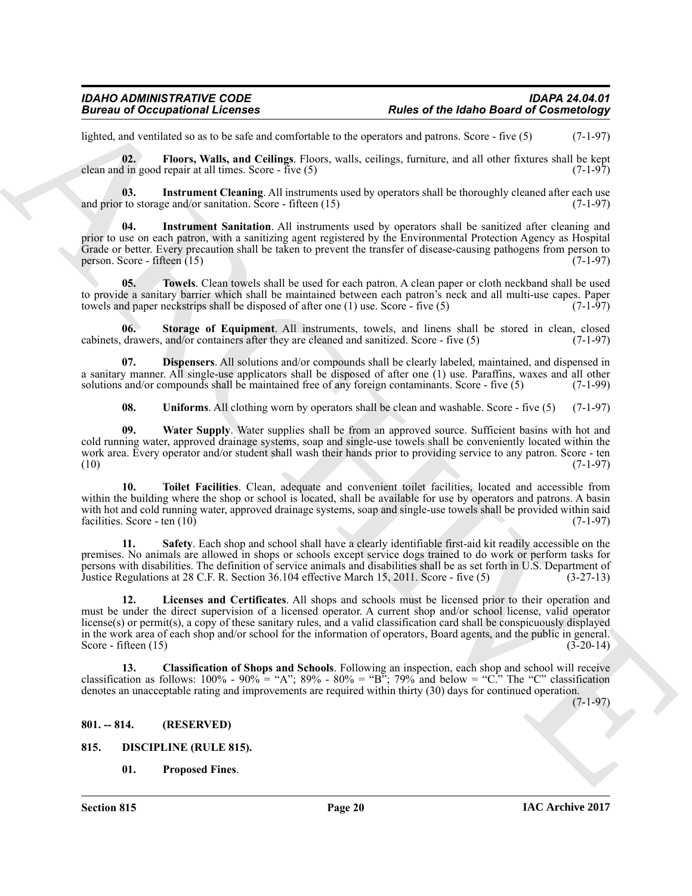lighted, and ventilated so as to be safe and comfortable to the operators and patrons. Score - five (5) (7-1-97)

**02. Floors, Walls, and Ceilings**. Floors, walls, ceilings, furniture, and all other fixtures shall be kept clean and in good repair at all times. Score - five (5) (7-1-97)

**03. Instrument Cleaning**. All instruments used by operators shall be thoroughly cleaned after each use and prior to storage and/or sanitation. Score - fifteen (15) (7-1-97)

**04. Instrument Sanitation**. All instruments used by operators shall be sanitized after cleaning and prior to use on each patron, with a sanitizing agent registered by the Environmental Protection Agency as Hospital Grade or better. Every precaution shall be taken to prevent the transfer of disease-causing pathogens from person to person. Score - fifteen (15) (7-1-97)

**05. Towels**. Clean towels shall be used for each patron. A clean paper or cloth neckband shall be used to provide a sanitary barrier which shall be maintained between each patron's neck and all multi-use capes. Paper towels and paper neckstrips shall be disposed of after one (1) use. Score - five (5) (7-1-97)

**06. Storage of Equipment**. All instruments, towels, and linens shall be stored in clean, closed cabinets, drawers, and/or containers after they are cleaned and sanitized. Score - five (5) (7-1-97)

**07. Dispensers**. All solutions and/or compounds shall be clearly labeled, maintained, and dispensed in a sanitary manner. All single-use applicators shall be disposed of after one (1) use. Paraffins, waxes and all other solutions and/or compounds shall be maintained free of any foreign contaminants. Score - five (5) (7-1-99)

**08. Uniforms**. All clothing worn by operators shall be clean and washable. Score - five (5) (7-1-97)

**09. Water Supply**. Water supplies shall be from an approved source. Sufficient basins with hot and cold running water, approved drainage systems, soap and single-use towels shall be conveniently located within the work area. Every operator and/or student shall wash their hands prior to providing service to any patron. Score - ten (10) (7-1-97)

**10. Toilet Facilities**. Clean, adequate and convenient toilet facilities, located and accessible from within the building where the shop or school is located, shall be available for use by operators and patrons. A basin with hot and cold running water, approved drainage systems, soap and single-use towels shall be provided within said facilities. Score - ten (10) (7-1-97)

**11. Safety**. Each shop and school shall have a clearly identifiable first-aid kit readily accessible on the premises. No animals are allowed in shops or schools except service dogs trained to do work or perform tasks for persons with disabilities. The definition of service animals and disabilities shall be as set forth in U.S. Department of Justice Regulations at 28 C.F. R. Section 36.104 effective March 15, 2011. Score - five (5) (3-27-13)

**12. Licenses and Certificates**. All shops and schools must be licensed prior to their operation and must be under the direct supervision of a licensed operator. A current shop and/or school license, valid operator license(s) or permit(s), a copy of these sanitary rules, and a valid classification card shall be conspicuously displayed in the work area of each shop and/or school for the information of operators, Board agents, and the public in general. Score - fifteen (15) (3-20-14)

**13. Classification of Shops and Schools**. Following an inspection, each shop and school will receive classification as follows: 100% - 90% = "A"; 89% - 80% = "B"; 79% and below = "C." The "C" classification denotes an unacceptable rating and improvements are required within thirty (30) days for continued operation. (7-1-97)

## 801. -- 814. (RESERVED)

## 815. DISCIPLINE (RULE 815).

**01. Proposed Fines**.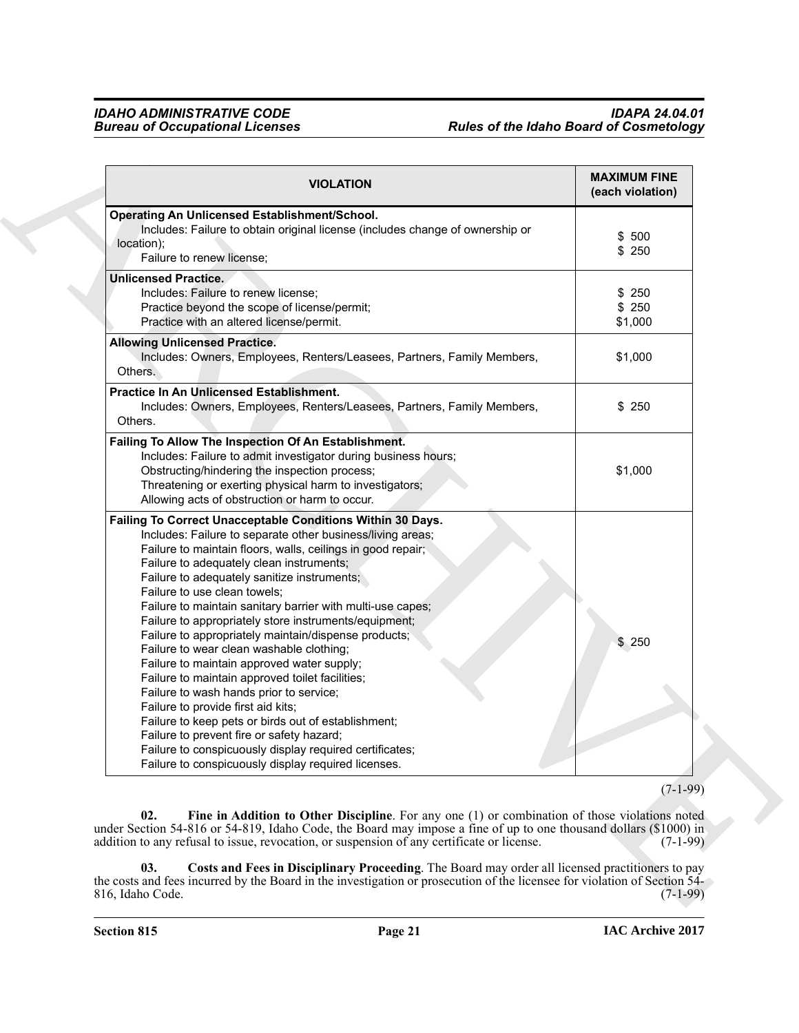| VIOLATION | MAXIMUM FINE (each violation) |
|---|---|
| **Operating An Unlicensed Establishment/School.**<br>Includes: Failure to obtain original license (includes change of ownership or location);<br>Failure to renew license; | $ 500<br>$ 250 |
| **Unlicensed Practice.**<br>Includes: Failure to renew license;<br>Practice beyond the scope of license/permit;<br>Practice with an altered license/permit. | $ 250<br>$ 250<br>$1,000 |
| **Allowing Unlicensed Practice.**<br>Includes: Owners, Employees, Renters/Leasees, Partners, Family Members, Others. | $1,000 |
| **Practice In An Unlicensed Establishment.**<br>Includes: Owners, Employees, Renters/Leasees, Partners, Family Members, Others. | $ 250 |
| **Failing To Allow The Inspection Of An Establishment.**<br>Includes: Failure to admit investigator during business hours;<br>Obstructing/hindering the inspection process;<br>Threatening or exerting physical harm to investigators;<br>Allowing acts of obstruction or harm to occur. | $1,000 |
| **Failing To Correct Unacceptable Conditions Within 30 Days.**<br>Includes: Failure to separate other business/living areas;<br>Failure to maintain floors, walls, ceilings in good repair;<br>Failure to adequately clean instruments;<br>Failure to adequately sanitize instruments;<br>Failure to use clean towels;<br>Failure to maintain sanitary barrier with multi-use capes;<br>Failure to appropriately store instruments/equipment;<br>Failure to appropriately maintain/dispense products;<br>Failure to wear clean washable clothing;<br>Failure to maintain approved water supply;<br>Failure to maintain approved toilet facilities;<br>Failure to wash hands prior to service;<br>Failure to provide first aid kits;<br>Failure to keep pets or birds out of establishment;<br>Failure to prevent fire or safety hazard;<br>Failure to conspicuously display required certificates;<br>Failure to conspicuously display required licenses. | $ 250 |

(7-1-99)

**02. Fine in Addition to Other Discipline**. For any one (1) or combination of those violations noted under Section 54-816 or 54-819, Idaho Code, the Board may impose a fine of up to one thousand dollars ($1000) in addition to any refusal to issue, revocation, or suspension of any certificate or license. (7-1-99)

**03. Costs and Fees in Disciplinary Proceeding**. The Board may order all licensed practitioners to pay the costs and fees incurred by the Board in the investigation or prosecution of the licensee for violation of Section 54-816, Idaho Code. (7-1-99)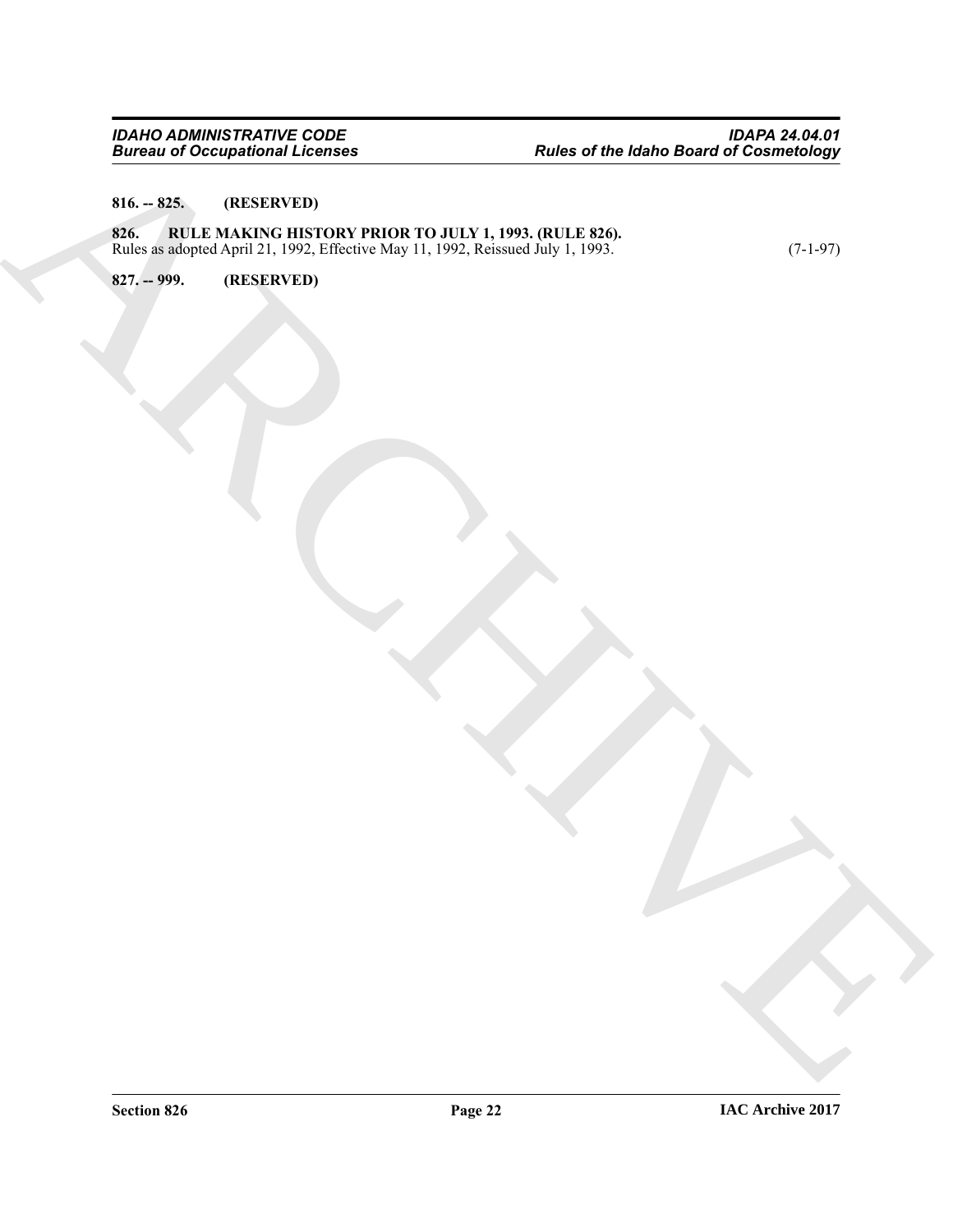**816. -- 825. (RESERVED)**

**826. RULE MAKING HISTORY PRIOR TO JULY 1, 1993. (RULE 826).**
Rules as adopted April 21, 1992, Effective May 11, 1992, Reissued July 1, 1993. (7-1-97)

**827. -- 999. (RESERVED)**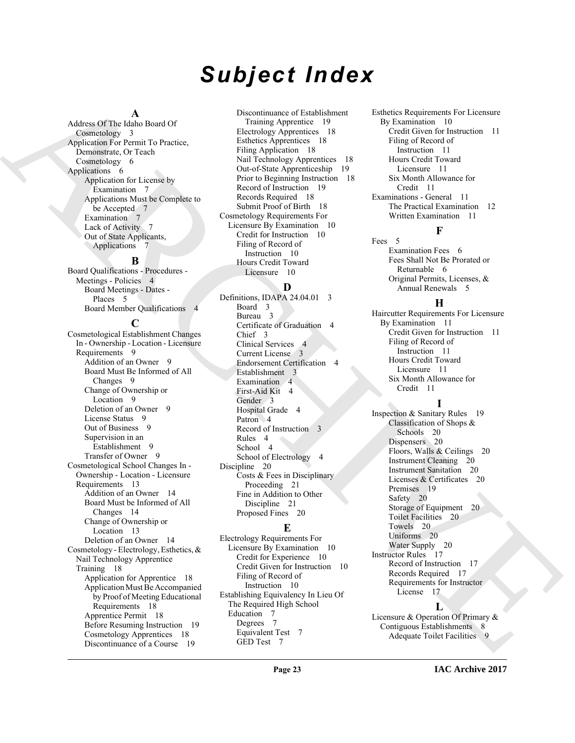# Subject Index

**A**

Address Of The Idaho Board Of Cosmetology 3
Application For Permit To Practice, Demonstrate, Or Teach Cosmetology 6
Applications 6
- Application for License by Examination 7
- Applications Must be Complete to be Accepted 7
- Examination 7
- Lack of Activity 7
- Out of State Applicants, Applications 7

**B**

Board Qualifications - Procedures - Meetings - Policies 4
- Board Meetings - Dates - Places 5
- Board Member Qualifications 4

**C**

Cosmetological Establishment Changes In - Ownership - Location - Licensure Requirements 9
- Addition of an Owner 9
- Board Must Be Informed of All Changes 9
- Change of Ownership or Location 9
- Deletion of an Owner 9
- License Status 9
- Out of Business 9
- Supervision in an Establishment 9
- Transfer of Owner 9

Cosmetological School Changes In - Ownership - Location - Licensure Requirements 13
- Addition of an Owner 14
- Board Must be Informed of All Changes 14
- Change of Ownership or Location 13
- Deletion of an Owner 14

Cosmetology - Electrology, Esthetics, & Nail Technology Apprentice Training 18
- Application for Apprentice 18
- Application Must Be Accompanied by Proof of Meeting Educational Requirements 18
- Apprentice Permit 18
- Before Resuming Instruction 19
- Cosmetology Apprentices 18
- Discontinuance of a Course 19
- Discontinuance of Establishment Training Apprentice 19
- Electrology Apprentices 18
- Esthetics Apprentices 18
- Filing Application 18
- Nail Technology Apprentices 18
- Out-of-State Apprenticeship 19
- Prior to Beginning Instruction 18
- Record of Instruction 19
- Records Required 18
- Submit Proof of Birth 18

Cosmetology Requirements For Licensure By Examination 10
- Credit for Instruction 10
- Filing of Record of Instruction 10
- Hours Credit Toward Licensure 10

**D**

Definitions, IDAPA 24.04.01 3
- Board 3
- Bureau 3
- Certificate of Graduation 4
- Chief 3
- Clinical Services 4
- Current License 3
- Endorsement Certification 4
- Establishment 3
- Examination 4
- First-Aid Kit 4
- Gender 3
- Hospital Grade 4
- Patron 4
- Record of Instruction 3
- Rules 4
- School 4
- School of Electrology 4

Discipline 20
- Costs & Fees in Disciplinary Proceeding 21
- Fine in Addition to Other Discipline 21
- Proposed Fines 20

**E**

Electrology Requirements For Licensure By Examination 10
- Credit for Experience 10
- Credit Given for Instruction 10
- Filing of Record of Instruction 10

Establishing Equivalency In Lieu Of The Required High School Education 7
- Degrees 7
- Equivalent Test 7
- GED Test 7

Esthetics Requirements For Licensure By Examination 10
- Credit Given for Instruction 11
- Filing of Record of Instruction 11
- Hours Credit Toward Licensure 11
- Six Month Allowance for Credit 11

Examinations - General 11
- The Practical Examination 12
- Written Examination 11

**F**

Fees 5
- Examination Fees 6
- Fees Shall Not Be Prorated or Returnable 6
- Original Permits, Licenses, & Annual Renewals 5

**H**

Haircutter Requirements For Licensure By Examination 11
- Credit Given for Instruction 11
- Filing of Record of Instruction 11
- Hours Credit Toward Licensure 11
- Six Month Allowance for Credit 11

**I**

Inspection & Sanitary Rules 19
- Classification of Shops & Schools 20
- Dispensers 20
- Floors, Walls & Ceilings 20
- Instrument Cleaning 20
- Instrument Sanitation 20
- Licenses & Certificates 20
- Premises 19
- Safety 20
- Storage of Equipment 20
- Toilet Facilities 20
- Towels 20
- Uniforms 20
- Water Supply 20

Instructor Rules 17
- Record of Instruction 17
- Records Required 17
- Requirements for Instructor License 17

**L**

Licensure & Operation Of Primary & Contiguous Establishments 8
- Adequate Toilet Facilities 9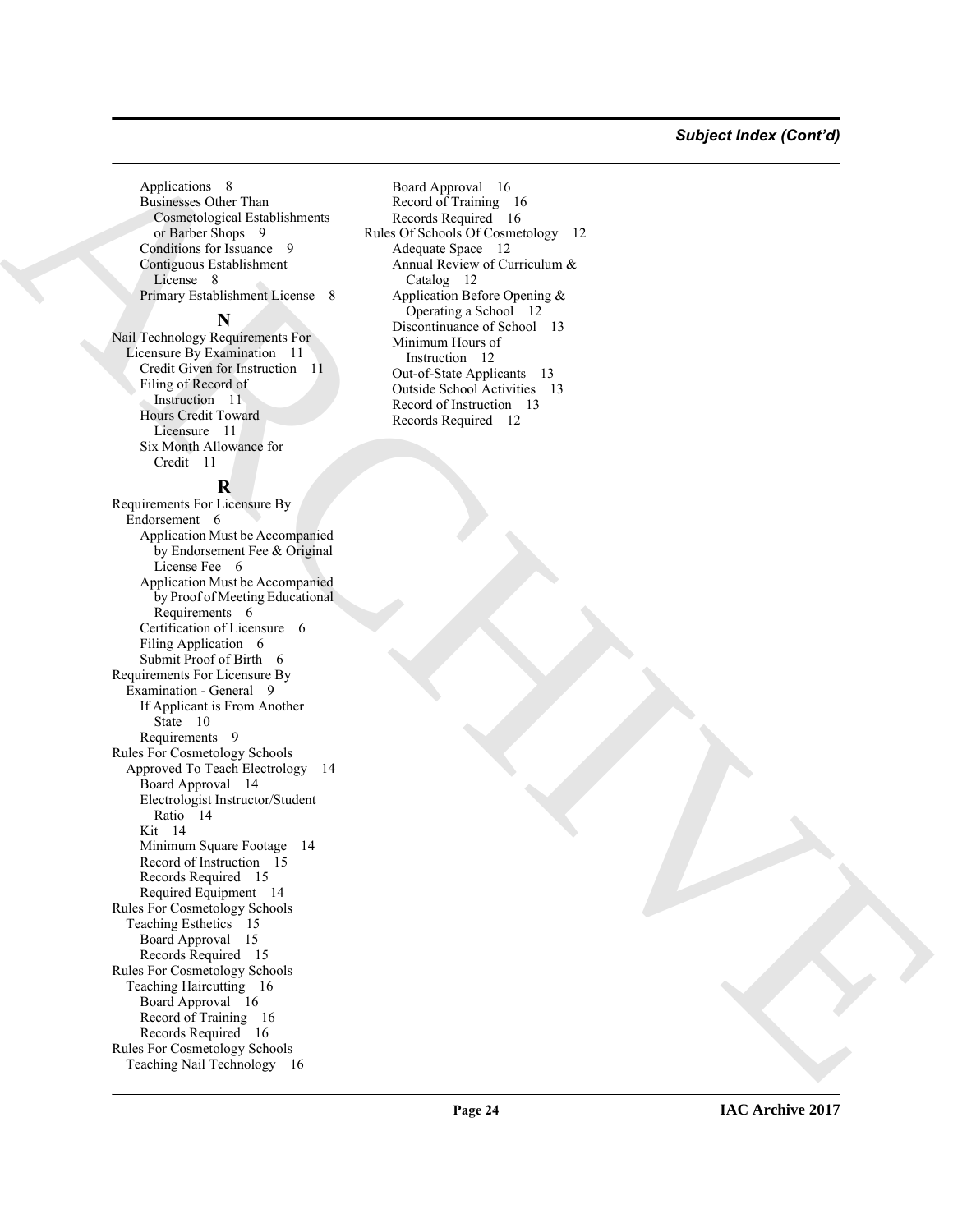Applications 8
Businesses Other Than Cosmetological Establishments or Barber Shops 9
Conditions for Issuance 9
Contiguous Establishment License 8
Primary Establishment License 8

## N

Nail Technology Requirements For Licensure By Examination 11
Credit Given for Instruction 11
Filing of Record of Instruction 11
Hours Credit Toward Licensure 11
Six Month Allowance for Credit 11

## R

Requirements For Licensure By Endorsement 6
Application Must be Accompanied by Endorsement Fee & Original License Fee 6
Application Must be Accompanied by Proof of Meeting Educational Requirements 6
Certification of Licensure 6
Filing Application 6
Submit Proof of Birth 6
Requirements For Licensure By Examination - General 9
If Applicant is From Another State 10
Requirements 9
Rules For Cosmetology Schools Approved To Teach Electrology 14
Board Approval 14
Electrologist Instructor/Student Ratio 14
Kit 14
Minimum Square Footage 14
Record of Instruction 15
Records Required 15
Required Equipment 14
Rules For Cosmetology Schools Teaching Esthetics 15
Board Approval 15
Records Required 15
Rules For Cosmetology Schools Teaching Haircutting 16
Board Approval 16
Record of Training 16
Records Required 16
Rules For Cosmetology Schools Teaching Nail Technology 16
Board Approval 16
Record of Training 16
Records Required 16
Rules Of Schools Of Cosmetology 12
Adequate Space 12
Annual Review of Curriculum & Catalog 12
Application Before Opening & Operating a School 12
Discontinuance of School 13
Minimum Hours of Instruction 12
Out-of-State Applicants 13
Outside School Activities 13
Record of Instruction 13
Records Required 12